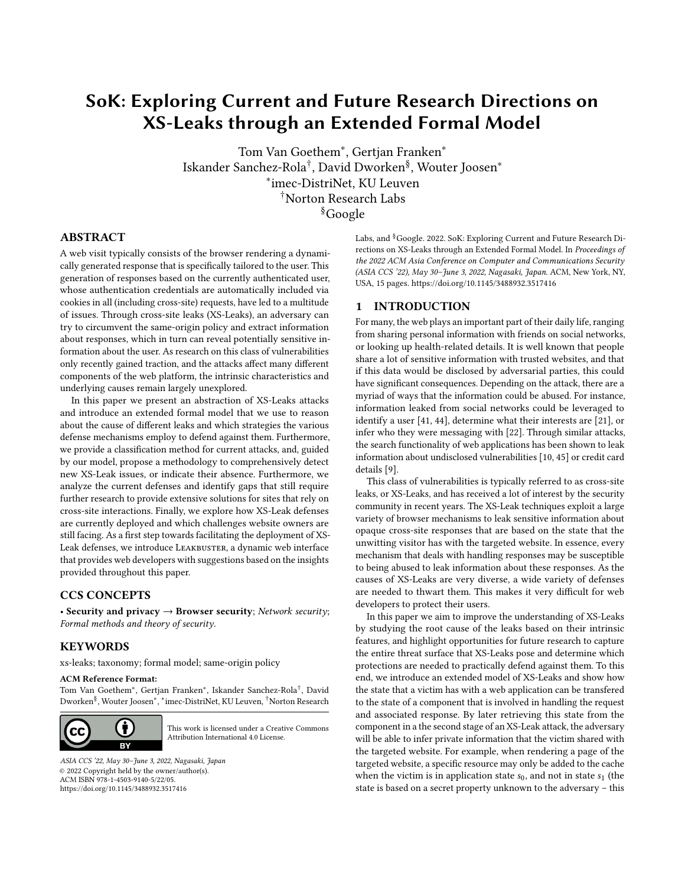# SoK: Exploring Current and Future Research Directions on XS-Leaks through an Extended Formal Model

Tom Van Goethem*, Gertjan Franken*
Iskander Sanchez-Rola†, David Dworken§, Wouter Joosen*
*imec-DistriNet, KU Leuven
†Norton Research Labs
§Google

## ABSTRACT

A web visit typically consists of the browser rendering a dynamically generated response that is specifically tailored to the user. This generation of responses based on the currently authenticated user, whose authentication credentials are automatically included via cookies in all (including cross-site) requests, have led to a multitude of issues. Through cross-site leaks (XS-Leaks), an adversary can try to circumvent the same-origin policy and extract information about responses, which in turn can reveal potentially sensitive information about the user. As research on this class of vulnerabilities only recently gained traction, and the attacks affect many different components of the web platform, the intrinsic characteristics and underlying causes remain largely unexplored.

In this paper we present an abstraction of XS-Leaks attacks and introduce an extended formal model that we use to reason about the cause of different leaks and which strategies the various defense mechanisms employ to defend against them. Furthermore, we provide a classification method for current attacks, and, guided by our model, propose a methodology to comprehensively detect new XS-Leak issues, or indicate their absence. Furthermore, we analyze the current defenses and identify gaps that still require further research to provide extensive solutions for sites that rely on cross-site interactions. Finally, we explore how XS-Leak defenses are currently deployed and which challenges website owners are still facing. As a first step towards facilitating the deployment of XS-Leak defenses, we introduce LEAKBUSTER, a dynamic web interface that provides web developers with suggestions based on the insights provided throughout this paper.

## CCS CONCEPTS

• **Security and privacy** → **Browser security**; *Network security*; *Formal methods and theory of security.*

## KEYWORDS

xs-leaks; taxonomy; formal model; same-origin policy

**ACM Reference Format:**
Tom Van Goethem*, Gertjan Franken*, Iskander Sanchez-Rola†, David Dworken§, Wouter Joosen*, *imec-DistriNet, KU Leuven, †Norton Research Labs, and §Google. 2022. SoK: Exploring Current and Future Research Directions on XS-Leaks through an Extended Formal Model. In *Proceedings of the 2022 ACM Asia Conference on Computer and Communications Security (ASIA CCS '22), May 30–June 3, 2022, Nagasaki, Japan.* ACM, New York, NY, USA, 15 pages. https://doi.org/10.1145/3488932.3517416

This work is licensed under a Creative Commons Attribution International 4.0 License.

*ASIA CCS '22, May 30–June 3, 2022, Nagasaki, Japan*
© 2022 Copyright held by the owner/author(s).
ACM ISBN 978-1-4503-9140-5/22/05.
https://doi.org/10.1145/3488932.3517416

## 1 INTRODUCTION

For many, the web plays an important part of their daily life, ranging from sharing personal information with friends on social networks, or looking up health-related details. It is well known that people share a lot of sensitive information with trusted websites, and that if this data would be disclosed by adversarial parties, this could have significant consequences. Depending on the attack, there are a myriad of ways that the information could be abused. For instance, information leaked from social networks could be leveraged to identify a user [41, 44], determine what their interests are [21], or infer who they were messaging with [22]. Through similar attacks, the search functionality of web applications has been shown to leak information about undisclosed vulnerabilities [10, 45] or credit card details [9].

This class of vulnerabilities is typically referred to as cross-site leaks, or XS-Leaks, and has received a lot of interest by the security community in recent years. The XS-Leak techniques exploit a large variety of browser mechanisms to leak sensitive information about opaque cross-site responses that are based on the state that the unwitting visitor has with the targeted website. In essence, every mechanism that deals with handling responses may be susceptible to being abused to leak information about these responses. As the causes of XS-Leaks are very diverse, a wide variety of defenses are needed to thwart them. This makes it very difficult for web developers to protect their users.

In this paper we aim to improve the understanding of XS-Leaks by studying the root cause of the leaks based on their intrinsic features, and highlight opportunities for future research to capture the entire threat surface that XS-Leaks pose and determine which protections are needed to practically defend against them. To this end, we introduce an extended model of XS-Leaks and show how the state that a victim has with a web application can be transfered to the state of a component that is involved in handling the request and associated response. By later retrieving this state from the component in a the second stage of an XS-Leak attack, the adversary will be able to infer private information that the victim shared with the targeted website. For example, when rendering a page of the targeted website, a specific resource may only be added to the cache when the victim is in application state $s_0$, and not in state $s_1$ (the state is based on a secret property unknown to the adversary – this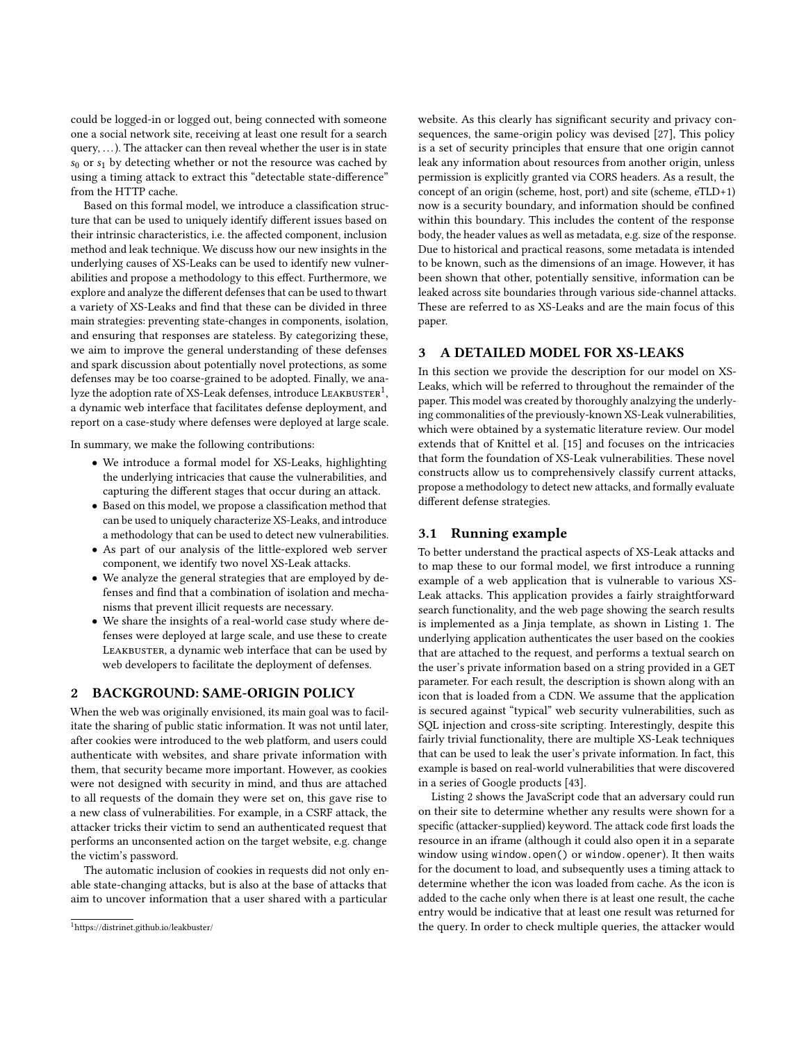could be logged-in or logged out, being connected with someone one a social network site, receiving at least one result for a search query, ...). The attacker can then reveal whether the user is in state $s_0$ or $s_1$ by detecting whether or not the resource was cached by using a timing attack to extract this "detectable state-difference" from the HTTP cache.

Based on this formal model, we introduce a classification structure that can be used to uniquely identify different issues based on their intrinsic characteristics, i.e. the affected component, inclusion method and leak technique. We discuss how our new insights in the underlying causes of XS-Leaks can be used to identify new vulnerabilities and propose a methodology to this effect. Furthermore, we explore and analyze the different defenses that can be used to thwart a variety of XS-Leaks and find that these can be divided in three main strategies: preventing state-changes in components, isolation, and ensuring that responses are stateless. By categorizing these, we aim to improve the general understanding of these defenses and spark discussion about potentially novel protections, as some defenses may be too coarse-grained to be adopted. Finally, we analyze the adoption rate of XS-Leak defenses, introduce Leakbuster[1], a dynamic web interface that facilitates defense deployment, and report on a case-study where defenses were deployed at large scale.

In summary, we make the following contributions:

- We introduce a formal model for XS-Leaks, highlighting the underlying intricacies that cause the vulnerabilities, and capturing the different stages that occur during an attack.
- Based on this model, we propose a classification method that can be used to uniquely characterize XS-Leaks, and introduce a methodology that can be used to detect new vulnerabilities.
- As part of our analysis of the little-explored web server component, we identify two novel XS-Leak attacks.
- We analyze the general strategies that are employed by defenses and find that a combination of isolation and mechanisms that prevent illicit requests are necessary.
- We share the insights of a real-world case study where defenses were deployed at large scale, and use these to create Leakbuster, a dynamic web interface that can be used by web developers to facilitate the deployment of defenses.

## 2 BACKGROUND: SAME-ORIGIN POLICY

When the web was originally envisioned, its main goal was to facilitate the sharing of public static information. It was not until later, after cookies were introduced to the web platform, and users could authenticate with websites, and share private information with them, that security became more important. However, as cookies were not designed with security in mind, and thus are attached to all requests of the domain they were set on, this gave rise to a new class of vulnerabilities. For example, in a CSRF attack, the attacker tricks their victim to send an authenticated request that performs an unconsented action on the target website, e.g. change the victim's password.

The automatic inclusion of cookies in requests did not only enable state-changing attacks, but is also at the base of attacks that aim to uncover information that a user shared with a particular website. As this clearly has significant security and privacy consequences, the same-origin policy was devised [27], This policy is a set of security principles that ensure that one origin cannot leak any information about resources from another origin, unless permission is explicitly granted via CORS headers. As a result, the concept of an origin (scheme, host, port) and site (scheme, eTLD+1) now is a security boundary, and information should be confined within this boundary. This includes the content of the response body, the header values as well as metadata, e.g. size of the response. Due to historical and practical reasons, some metadata is intended to be known, such as the dimensions of an image. However, it has been shown that other, potentially sensitive, information can be leaked across site boundaries through various side-channel attacks. These are referred to as XS-Leaks and are the main focus of this paper.

## 3 A DETAILED MODEL FOR XS-LEAKS

In this section we provide the description for our model on XS-Leaks, which will be referred to throughout the remainder of the paper. This model was created by thoroughly analzying the underlying commonalities of the previously-known XS-Leak vulnerabilities, which were obtained by a systematic literature review. Our model extends that of Knittel et al. [15] and focuses on the intricacies that form the foundation of XS-Leak vulnerabilities. These novel constructs allow us to comprehensively classify current attacks, propose a methodology to detect new attacks, and formally evaluate different defense strategies.

### 3.1 Running example

To better understand the practical aspects of XS-Leak attacks and to map these to our formal model, we first introduce a running example of a web application that is vulnerable to various XS-Leak attacks. This application provides a fairly straightforward search functionality, and the web page showing the search results is implemented as a Jinja template, as shown in Listing 1. The underlying application authenticates the user based on the cookies that are attached to the request, and performs a textual search on the user's private information based on a string provided in a GET parameter. For each result, the description is shown along with an icon that is loaded from a CDN. We assume that the application is secured against "typical" web security vulnerabilities, such as SQL injection and cross-site scripting. Interestingly, despite this fairly trivial functionality, there are multiple XS-Leak techniques that can be used to leak the user's private information. In fact, this example is based on real-world vulnerabilities that were discovered in a series of Google products [43].

Listing 2 shows the JavaScript code that an adversary could run on their site to determine whether any results were shown for a specific (attacker-supplied) keyword. The attack code first loads the resource in an iframe (although it could also open it in a separate window using `window.open()` or `window.opener`). It then waits for the document to load, and subsequently uses a timing attack to determine whether the icon was loaded from cache. As the icon is added to the cache only when there is at least one result, the cache entry would be indicative that at least one result was returned for the query. In order to check multiple queries, the attacker would

[1] https://distrinet.github.io/leakbuster/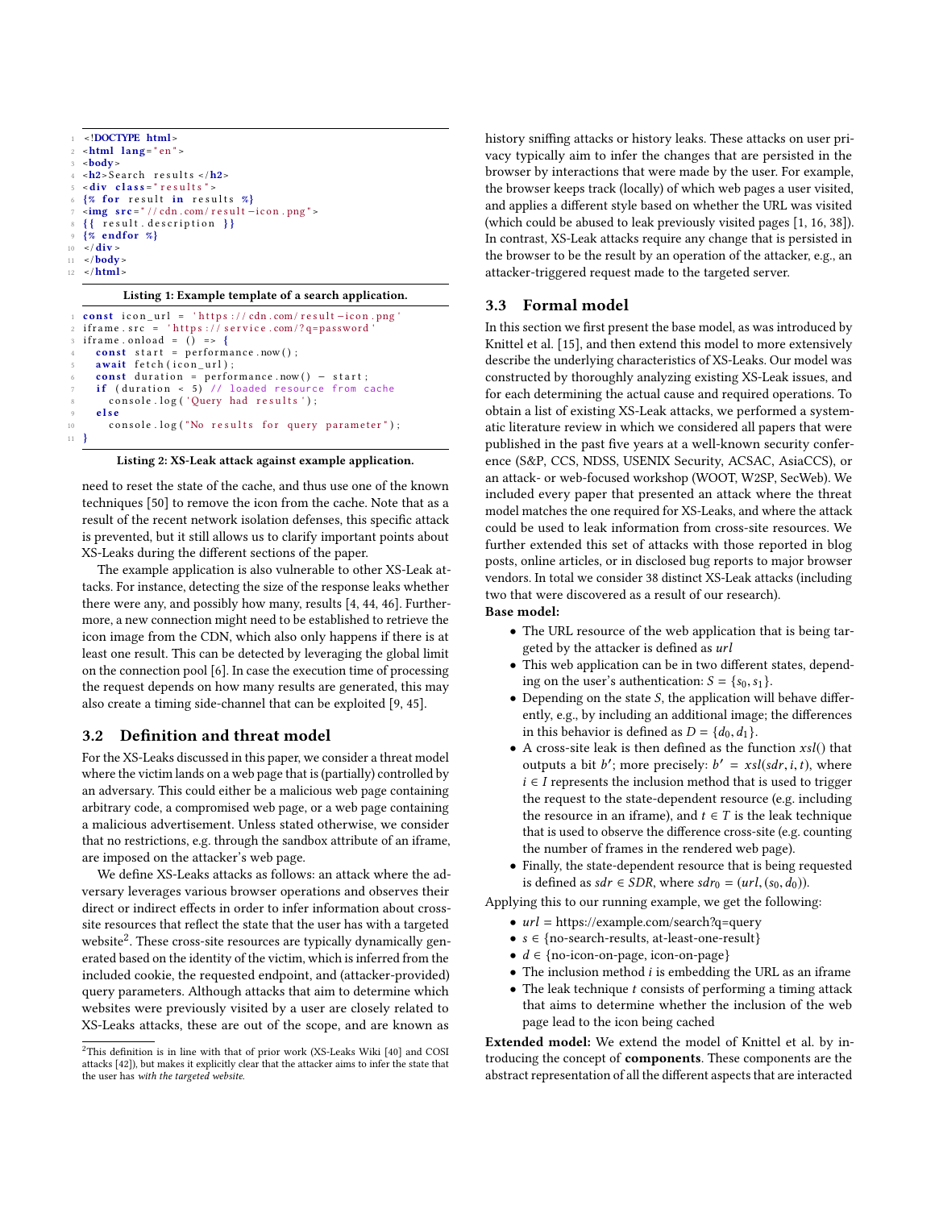```html
<!DOCTYPE html>
<html lang="en">
<body>
<h2>Search results</h2>
<div class="results">
{% for result in results %}
<img src="//cdn.com/result-icon.png">
{{ result.description }}
{% endfor %}
</div>
</body>
</html>
```

**Listing 1: Example template of a search application.**

```javascript
const icon_url = 'https://cdn.com/result-icon.png'
iframe.src = 'https://service.com/?q=password'
iframe.onload = () => {
  const start = performance.now();
  await fetch(icon_url);
  const duration = performance.now() - start;
  if (duration < 5) // loaded resource from cache
    console.log('Query had results');
  else
    console.log("No results for query parameter");
}
```

**Listing 2: XS-Leak attack against example application.**

need to reset the state of the cache, and thus use one of the known techniques [50] to remove the icon from the cache. Note that as a result of the recent network isolation defenses, this specific attack is prevented, but it still allows us to clarify important points about XS-Leaks during the different sections of the paper.

The example application is also vulnerable to other XS-Leak attacks. For instance, detecting the size of the response leaks whether there were any, and possibly how many, results [4, 44, 46]. Furthermore, a new connection might need to be established to retrieve the icon image from the CDN, which also only happens if there is at least one result. This can be detected by leveraging the global limit on the connection pool [6]. In case the execution time of processing the request depends on how many results are generated, this may also create a timing side-channel that can be exploited [9, 45].

## 3.2 Definition and threat model

For the XS-Leaks discussed in this paper, we consider a threat model where the victim lands on a web page that is (partially) controlled by an adversary. This could either be a malicious web page containing arbitrary code, a compromised web page, or a web page containing a malicious advertisement. Unless stated otherwise, we consider that no restrictions, e.g. through the sandbox attribute of an iframe, are imposed on the attacker's web page.

We define XS-Leaks attacks as follows: an attack where the adversary leverages various browser operations and observes their direct or indirect effects in order to infer information about cross-site resources that reflect the state that the user has with a targeted website[2]. These cross-site resources are typically dynamically generated based on the identity of the victim, which is inferred from the included cookie, the requested endpoint, and (attacker-provided) query parameters. Although attacks that aim to determine which websites were previously visited by a user are closely related to XS-Leaks attacks, these are out of the scope, and are known as history sniffing attacks or history leaks. These attacks on user privacy typically aim to infer the changes that are persisted in the browser by interactions that were made by the user. For example, the browser keeps track (locally) of which web pages a user visited, and applies a different style based on whether the URL was visited (which could be abused to leak previously visited pages [1, 16, 38]). In contrast, XS-Leak attacks require any change that is persisted in the browser to be the result by an operation of the attacker, e.g., an attacker-triggered request made to the targeted server.

[2]This definition is in line with that of prior work (XS-Leaks Wiki [40] and COSI attacks [42]), but makes it explicitly clear that the attacker aims to infer the state that the user has *with the targeted website*.

## 3.3 Formal model

In this section we first present the base model, as was introduced by Knittel et al. [15], and then extend this model to more extensively describe the underlying characteristics of XS-Leaks. Our model was constructed by thoroughly analyzing existing XS-Leak issues, and for each determining the actual cause and required operations. To obtain a list of existing XS-Leak attacks, we performed a systematic literature review in which we considered all papers that were published in the past five years at a well-known security conference (S&P, CCS, NDSS, USENIX Security, ACSAC, AsiaCCS), or an attack- or web-focused workshop (WOOT, W2SP, SecWeb). We included every paper that presented an attack where the threat model matches the one required for XS-Leaks, and where the attack could be used to leak information from cross-site resources. We further extended this set of attacks with those reported in blog posts, online articles, or in disclosed bug reports to major browser vendors. In total we consider 38 distinct XS-Leak attacks (including two that were discovered as a result of our research).

**Base model:**

- The URL resource of the web application that is being targeted by the attacker is defined as $url$
- This web application can be in two different states, depending on the user's authentication: $S = \{s_0, s_1\}$.
- Depending on the state $S$, the application will behave differently, e.g., by including an additional image; the differences in this behavior is defined as $D = \{d_0, d_1\}$.
- A cross-site leak is then defined as the function $xsl()$ that outputs a bit $b'$; more precisely: $b' = xsl(sdr, i, t)$, where $i \in I$ represents the inclusion method that is used to trigger the request to the state-dependent resource (e.g. including the resource in an iframe), and $t \in T$ is the leak technique that is used to observe the difference cross-site (e.g. counting the number of frames in the rendered web page).
- Finally, the state-dependent resource that is being requested is defined as $sdr \in SDR$, where $sdr_0 = (url, (s_0, d_0))$.

Applying this to our running example, we get the following:

- $url$ = https://example.com/search?q=query
- $s \in$ {no-search-results, at-least-one-result}
- $d \in$ {no-icon-on-page, icon-on-page}
- The inclusion method $i$ is embedding the URL as an iframe
- The leak technique $t$ consists of performing a timing attack that aims to determine whether the inclusion of the web page lead to the icon being cached

**Extended model:** We extend the model of Knittel et al. by introducing the concept of **components**. These components are the abstract representation of all the different aspects that are interacted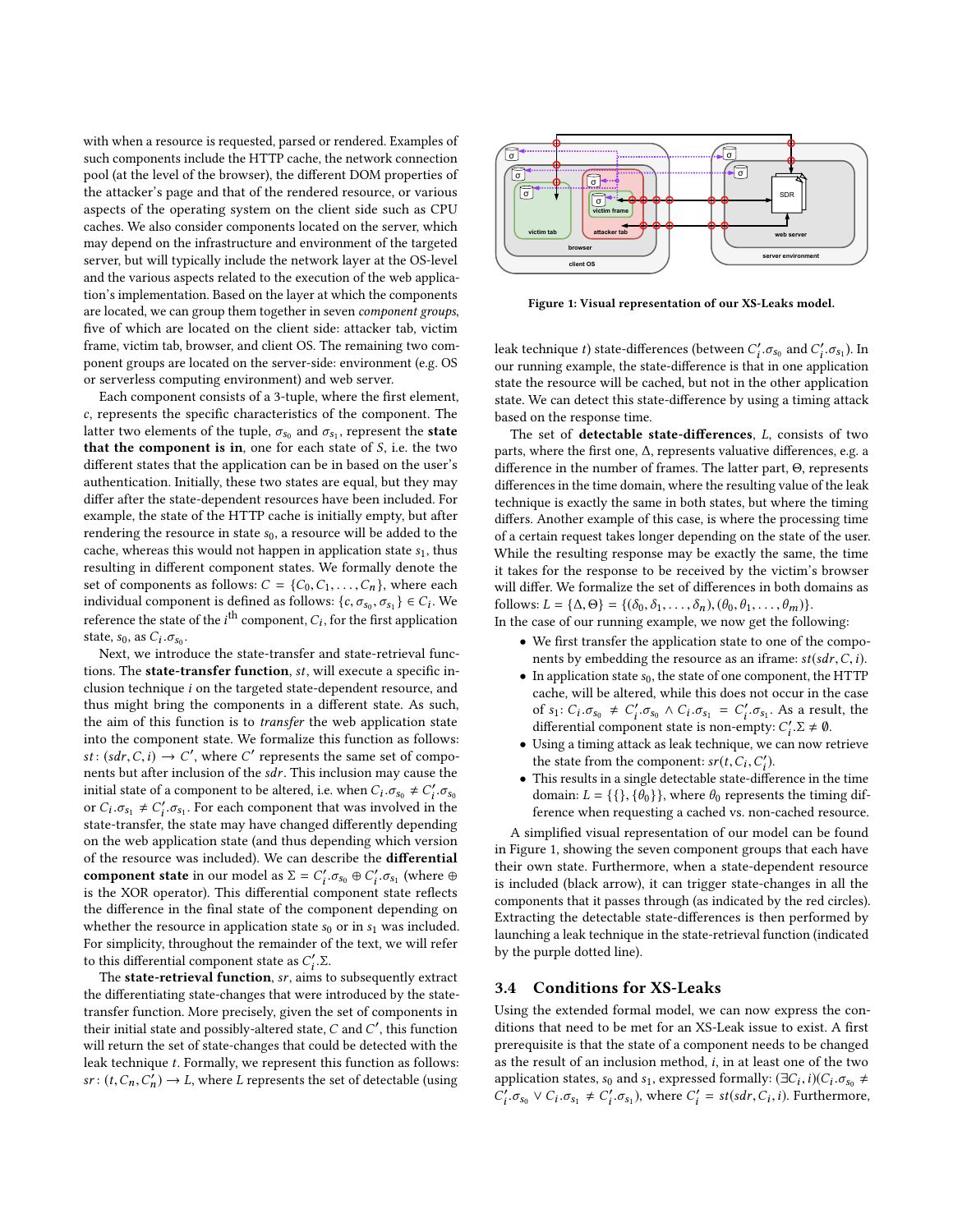with when a resource is requested, parsed or rendered. Examples of such components include the HTTP cache, the network connection pool (at the level of the browser), the different DOM properties of the attacker's page and that of the rendered resource, or various aspects of the operating system on the client side such as CPU caches. We also consider components located on the server, which may depend on the infrastructure and environment of the targeted server, but will typically include the network layer at the OS-level and the various aspects related to the execution of the web application's implementation. Based on the layer at which the components are located, we can group them together in seven *component groups*, five of which are located on the client side: attacker tab, victim frame, victim tab, browser, and client OS. The remaining two component groups are located on the server-side: environment (e.g. OS or serverless computing environment) and web server.

Each component consists of a 3-tuple, where the first element, $c$, represents the specific characteristics of the component. The latter two elements of the tuple, $\sigma_{s_0}$ and $\sigma_{s_1}$, represent the **state that the component is in**, one for each state of $S$, i.e. the two different states that the application can be in based on the user's authentication. Initially, these two states are equal, but they may differ after the state-dependent resources have been included. For example, the state of the HTTP cache is initially empty, but after rendering the resource in state $s_0$, a resource will be added to the cache, whereas this would not happen in application state $s_1$, thus resulting in different component states. We formally denote the set of components as follows: $C = \{C_0, C_1, \ldots, C_n\}$, where each individual component is defined as follows: $\{c, \sigma_{s_0}, \sigma_{s_1}\} \in C_i$. We reference the state of the $i^{\text{th}}$ component, $C_i$, for the first application state, $s_0$, as $C_i.\sigma_{s_0}$.

Next, we introduce the state-transfer and state-retrieval functions. The **state-transfer function**, $st$, will execute a specific inclusion technique $i$ on the targeted state-dependent resource, and thus might bring the components in a different state. As such, the aim of this function is to *transfer* the web application state into the component state. We formalize this function as follows: $st\colon (sdr, C, i) \rightarrow C'$, where $C'$ represents the same set of components but after inclusion of the $sdr$. This inclusion may cause the initial state of a component to be altered, i.e. when $C_i.\sigma_{s_0} \neq C'_i.\sigma_{s_0}$ or $C_i.\sigma_{s_1} \neq C'_i.\sigma_{s_1}$. For each component that was involved in the state-transfer, the state may have changed differently depending on the web application state (and thus depending which version of the resource was included). We can describe the **differential component state** in our model as $\Sigma = C'_i.\sigma_{s_0} \oplus C'_i.\sigma_{s_1}$ (where $\oplus$ is the XOR operator). This differential component state reflects the difference in the final state of the component depending on whether the resource in application state $s_0$ or in $s_1$ was included. For simplicity, throughout the remainder of the text, we will refer to this differential component state as $C'_i.\Sigma$.

The **state-retrieval function**, $sr$, aims to subsequently extract the differentiating state-changes that were introduced by the state-transfer function. More precisely, given the set of components in their initial state and possibly-altered state, $C$ and $C'$, this function will return the set of state-changes that could be detected with the leak technique $t$. Formally, we represent this function as follows: $sr\colon (t, C_n, C'_n) \rightarrow L$, where $L$ represents the set of detectable (using leak technique $t$) state-differences (between $C'_i.\sigma_{s_0}$ and $C'_i.\sigma_{s_1}$). In our running example, the state-difference is that in one application state the resource will be cached, but not in the other application state. We can detect this state-difference by using a timing attack based on the response time.

Figure 1: Visual representation of our XS-Leaks model.

The set of **detectable state-differences**, $L$, consists of two parts, where the first one, $\Delta$, represents valuative differences, e.g. a difference in the number of frames. The latter part, $\Theta$, represents differences in the time domain, where the resulting value of the leak technique is exactly the same in both states, but where the timing differs. Another example of this case, is where the processing time of a certain request takes longer depending on the state of the user. While the resulting response may be exactly the same, the time it takes for the response to be received by the victim's browser will differ. We formalize the set of differences in both domains as follows: $L = \{\Delta, \Theta\} = \{(\delta_0, \delta_1, \ldots, \delta_n), (\theta_0, \theta_1, \ldots, \theta_m)\}$.

In the case of our running example, we now get the following:

- We first transfer the application state to one of the components by embedding the resource as an iframe: $st(sdr, C, i)$.
- In application state $s_0$, the state of one component, the HTTP cache, will be altered, while this does not occur in the case of $s_1$: $C_i.\sigma_{s_0} \neq C'_i.\sigma_{s_0} \wedge C_i.\sigma_{s_1} = C'_i.\sigma_{s_1}$. As a result, the differential component state is non-empty: $C'_i.\Sigma \neq \emptyset$.
- Using a timing attack as leak technique, we can now retrieve the state from the component: $sr(t, C_i, C'_i)$.
- This results in a single detectable state-difference in the time domain: $L = \{\{\}, \{\theta_0\}\}$, where $\theta_0$ represents the timing difference when requesting a cached vs. non-cached resource.

A simplified visual representation of our model can be found in Figure 1, showing the seven component groups that each have their own state. Furthermore, when a state-dependent resource is included (black arrow), it can trigger state-changes in all the components that it passes through (as indicated by the red circles). Extracting the detectable state-differences is then performed by launching a leak technique in the state-retrieval function (indicated by the purple dotted line).

## 3.4 Conditions for XS-Leaks

Using the extended formal model, we can now express the conditions that need to be met for an XS-Leak issue to exist. A first prerequisite is that the state of a component needs to be changed as the result of an inclusion method, $i$, in at least one of the two application states, $s_0$ and $s_1$, expressed formally: $(\exists C_i, i)(C_i.\sigma_{s_0} \neq C'_i.\sigma_{s_0} \vee C_i.\sigma_{s_1} \neq C'_i.\sigma_{s_1})$, where $C'_i = st(sdr, C_i, i)$. Furthermore,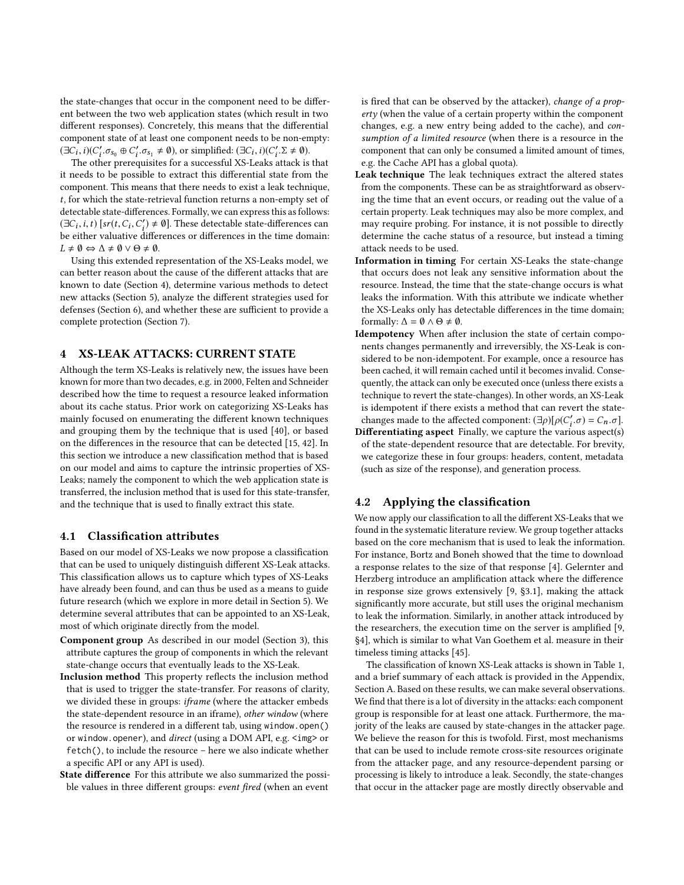the state-changes that occur in the component need to be different between the two web application states (which result in two different responses). Concretely, this means that the differential component state of at least one component needs to be non-empty: $(\exists C_i, i)(C_i'.\sigma_{s_0} \oplus C_i'.\sigma_{s_1} \neq \emptyset)$, or simplified: $(\exists C_i, i)(C_i'.\Sigma \neq \emptyset)$.

The other prerequisites for a successful XS-Leaks attack is that it needs to be possible to extract this differential state from the component. This means that there needs to exist a leak technique, $t$, for which the state-retrieval function returns a non-empty set of detectable state-differences. Formally, we can express this as follows: $(\exists C_i, i, t)\ [sr(t, C_i, C_i') \neq \emptyset]$. These detectable state-differences can be either valuative differences or differences in the time domain: $L \neq \emptyset \Leftrightarrow \Delta \neq \emptyset \vee \Theta \neq \emptyset$.

Using this extended representation of the XS-Leaks model, we can better reason about the cause of the different attacks that are known to date (Section 4), determine various methods to detect new attacks (Section 5), analyze the different strategies used for defenses (Section 6), and whether these are sufficient to provide a complete protection (Section 7).

## 4 XS-LEAK ATTACKS: CURRENT STATE

Although the term XS-Leaks is relatively new, the issues have been known for more than two decades, e.g. in 2000, Felten and Schneider described how the time to request a resource leaked information about its cache status. Prior work on categorizing XS-Leaks has mainly focused on enumerating the different known techniques and grouping them by the technique that is used [40], or based on the differences in the resource that can be detected [15, 42]. In this section we introduce a new classification method that is based on our model and aims to capture the intrinsic properties of XS-Leaks; namely the component to which the web application state is transferred, the inclusion method that is used for this state-transfer, and the technique that is used to finally extract this state.

### 4.1 Classification attributes

Based on our model of XS-Leaks we now propose a classification that can be used to uniquely distinguish different XS-Leak attacks. This classification allows us to capture which types of XS-Leaks have already been found, and can thus be used as a means to guide future research (which we explore in more detail in Section 5). We determine several attributes that can be appointed to an XS-Leak, most of which originate directly from the model.

**Component group** As described in our model (Section 3), this attribute captures the group of components in which the relevant state-change occurs that eventually leads to the XS-Leak.

**Inclusion method** This property reflects the inclusion method that is used to trigger the state-transfer. For reasons of clarity, we divided these in groups: *iframe* (where the attacker embeds the state-dependent resource in an iframe), *other window* (where the resource is rendered in a different tab, using `window.open()` or `window.opener`), and *direct* (using a DOM API, e.g. `<img>` or `fetch()`, to include the resource – here we also indicate whether a specific API or any API is used).

**State difference** For this attribute we also summarized the possible values in three different groups: *event fired* (when an event is fired that can be observed by the attacker), *change of a property* (when the value of a certain property within the component changes, e.g. a new entry being added to the cache), and *consumption of a limited resource* (when there is a resource in the component that can only be consumed a limited amount of times, e.g. the Cache API has a global quota).

**Leak technique** The leak techniques extract the altered states from the components. These can be as straightforward as observing the time that an event occurs, or reading out the value of a certain property. Leak techniques may also be more complex, and may require probing. For instance, it is not possible to directly determine the cache status of a resource, but instead a timing attack needs to be used.

**Information in timing** For certain XS-Leaks the state-change that occurs does not leak any sensitive information about the resource. Instead, the time that the state-change occurs is what leaks the information. With this attribute we indicate whether the XS-Leaks only has detectable differences in the time domain; formally: $\Delta = \emptyset \wedge \Theta \neq \emptyset$.

**Idempotency** When after inclusion the state of certain components changes permanently and irreversibly, the XS-Leak is considered to be non-idempotent. For example, once a resource has been cached, it will remain cached until it becomes invalid. Consequently, the attack can only be executed once (unless there exists a technique to revert the state-changes). In other words, an XS-Leak is idempotent if there exists a method that can revert the state-changes made to the affected component: $(\exists \rho)[\rho(C_i'.\sigma) = C_n.\sigma]$.

**Differentiating aspect** Finally, we capture the various aspect(s) of the state-dependent resource that are detectable. For brevity, we categorize these in four groups: headers, content, metadata (such as size of the response), and generation process.

### 4.2 Applying the classification

We now apply our classification to all the different XS-Leaks that we found in the systematic literature review. We group together attacks based on the core mechanism that is used to leak the information. For instance, Bortz and Boneh showed that the time to download a response relates to the size of that response [4]. Gelernter and Herzberg introduce an amplification attack where the difference in response size grows extensively [9, §3.1], making the attack significantly more accurate, but still uses the original mechanism to leak the information. Similarly, in another attack introduced by the researchers, the execution time on the server is amplified [9, §4], which is similar to what Van Goethem et al. measure in their timeless timing attacks [45].

The classification of known XS-Leak attacks is shown in Table 1, and a brief summary of each attack is provided in the Appendix, Section A. Based on these results, we can make several observations. We find that there is a lot of diversity in the attacks: each component group is responsible for at least one attack. Furthermore, the majority of the leaks are caused by state-changes in the attacker page. We believe the reason for this is twofold. First, most mechanisms that can be used to include remote cross-site resources originate from the attacker page, and any resource-dependent parsing or processing is likely to introduce a leak. Secondly, the state-changes that occur in the attacker page are mostly directly observable and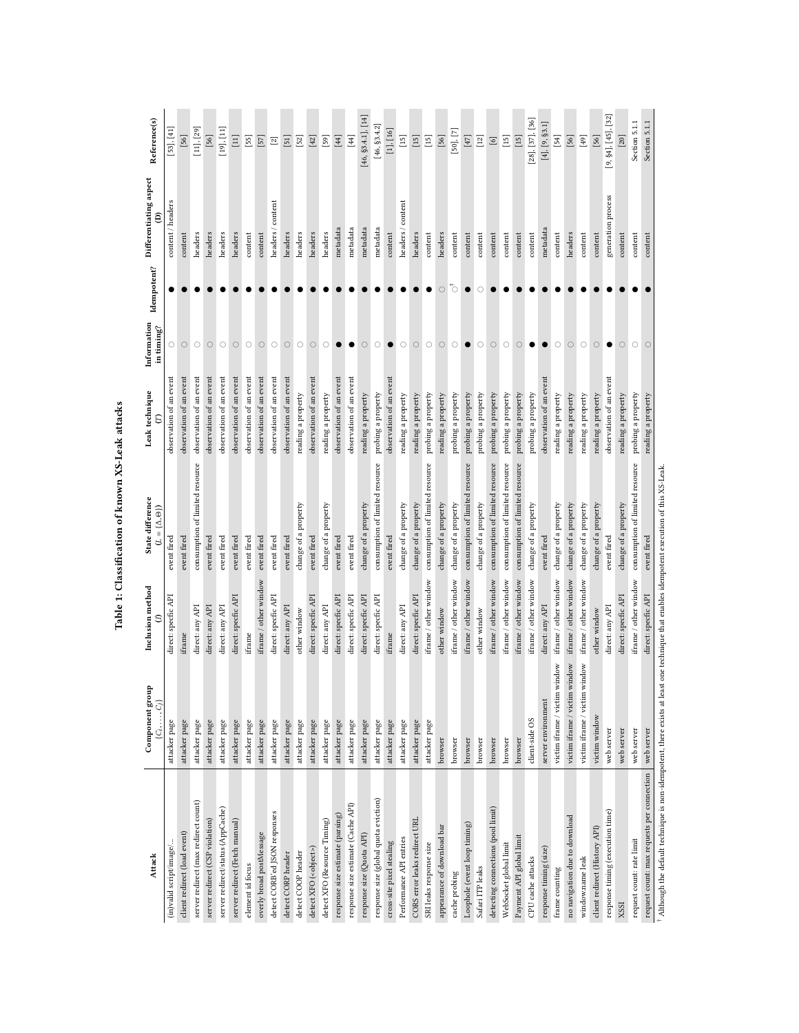**Table 1: Classification of known XS-Leak attacks**

| Attack | Component group $\{C_i,\ldots,C_j\}$ | Inclusion method ($I$) | State difference ($L=\{\Delta,\Theta\}$) | Leak technique ($T$) | Information in timing? | Idempotent? | Differentiating aspect ($D$) | Reference(s) |
|---|---|---|---|---|---|---|---|---|
| (in)valid script/image/... | attacker page | direct: specific API | event fired | observation of an event | ○ | ● | content / headers | [53], [41] |
| client redirect (load event) | attacker page | iframe | event fired | observation of an event | ○ | ● | content | [56] |
| server redirect (max redirect count) | attacker page | direct: any API | consumption of limited resource | observation of an event | ○ | ● | headers | [11], [29] |
| server redirect (CSP violation) | attacker page | direct: any API | event fired | observation of an event | ○ | ● | headers | [56] |
| server redirect/status (AppCache) | attacker page | direct: any API | event fired | observation of an event | ○ | ● | headers | [19], [11] |
| server redirect (Fetch manual) | attacker page | direct: specific API | event fired | observation of an event | ○ | ● | headers | [11] |
| element id focus | attacker page | iframe | event fired | observation of an event | ○ | ● | content | [55] |
| overly broad postMessage | attacker page | iframe / other window | event fired | observation of an event | ○ | ● | content | [57] |
| detect CORB'ed JSON responses | attacker page | direct: specific API | event fired | observation of an event | ○ | ● | headers / content | [2] |
| detect CORP header | attacker page | direct: any API | event fired | observation of an event | ○ | ● | headers | [51] |
| detect COOP header | attacker page | other window | change of a property | reading a property | ○ | ● | headers | [52] |
| detect XFO (<object>) | attacker page | direct: specific API | event fired | observation of an event | ○ | ● | headers | [42] |
| detect XFO (Resource Timing) | attacker page | direct: any API | change of a property | reading a property | ○ | ● | headers | [59] |
| response size estimate (parsing) | attacker page | direct: specific API | event fired | observation of an event | ● | ● | metadata | [44] |
| response size estimate (Cache API) | attacker page | direct: specific API | event fired | observation of an event | ● | ● | metadata | [44] |
| response size (Quota API) | attacker page | direct: specific API | change of a property | reading a property | ○ | ● | metadata | [46, §3.4.1], [14] |
| response size (global quota eviction) | attacker page | direct: specific API | consumption of limited resource | probing a property | ○ | ● | metadata | [46, §3.4.2] |
| cross-site pixel stealing | attacker page | iframe | event fired | observation of an event | ● | ● | content | [1], [16] |
| Performance API entries | attacker page | direct: any API | change of a property | reading a property | ○ | ● | headers / content | [15] |
| CORS error leaks redirect URL | attacker page | direct: specific API | change of a property | reading a property | ○ | ● | headers | [15] |
| SRI leaks response size | attacker page | iframe / other window | consumption of limited resource | probing a property | ○ | ● | content | [15] |
| appearance of download bar | browser | other window | change of a property | reading a property | ○ | ○ | headers | [56] |
| cache probing | browser | iframe / other window | change of a property | probing a property | ○ | ○[†] | content | [50], [7] |
| Loophole (event loop timing) | browser | iframe / other window | consumption of limited resource | probing a property | ● | ● | content | [47] |
| Safari ITP leaks | browser | other window | change of a property | probing a property | ○ | ○ | content | [12] |
| detecting connections (pool limit) | browser | iframe / other window | consumption of limited resource | probing a property | ○ | ● | content | [6] |
| WebSocket global limit | browser | iframe / other window | consumption of limited resource | probing a property | ○ | ● | content | [15] |
| Payment API global limit | browser | iframe / other window | consumption of limited resource | probing a property | ○ | ● | content | [15] |
| CPU cache attacks | client-side OS | iframe / other window | change of a property | probing a property | ● | ● | content | [28], [37], [36] |
| response timing (size) | server environment | direct: any API | event fired | observation of an event | ● | ● | metadata | [4], [9, §3.1] |
| frame counting | victim iframe / victim window | iframe / other window | change of a property | reading a property | ○ | ● | content | [54] |
| no navigation due to download | victim iframe / victim window | iframe / other window | change of a property | reading a property | ○ | ● | headers | [56] |
| window.name leak | victim iframe / victim window | iframe / other window | change of a property | reading a property | ○ | ● | content | [49] |
| client redirect (History API) | victim window | other window | change of a property | reading a property | ○ | ● | content | [56] |
| response timing (execution time) | web server | direct: any API | event fired | observation of an event | ● | ● | generation process | [9, §4], [45], [32] |
| XSSI | web server | direct: specific API | change of a property | reading a property | ○ | ● | content | [20] |
| request count: rate limit | web server | iframe / other window | consumption of limited resource | probing a property | ○ | ● | content | Section 5.1.1 |
| request count: max requests per connection | web server | direct: specific API | event fired | reading a property | ○ | ● | content | Section 5.1.1 |

[†] Although the default technique is non-idempotent, there exists at least one technique that enables idempotent execution of this XS-Leak.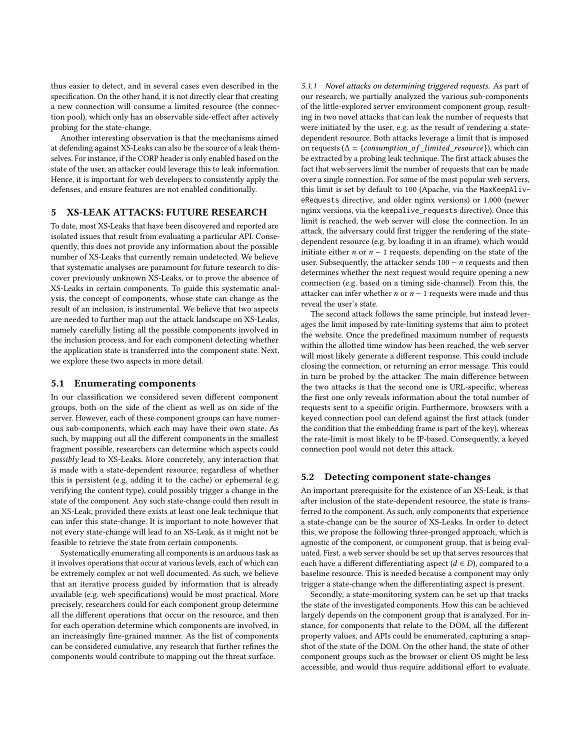thus easier to detect, and in several cases even described in the specification. On the other hand, it is not directly clear that creating a new connection will consume a limited resource (the connection pool), which only has an observable side-effect after actively probing for the state-change.

Another interesting observation is that the mechanisms aimed at defending against XS-Leaks can also be the source of a leak themselves. For instance, if the CORP header is only enabled based on the state of the user, an attacker could leverage this to leak information. Hence, it is important for web developers to consistently apply the defenses, and ensure features are not enabled conditionally.

## 5 XS-LEAK ATTACKS: FUTURE RESEARCH

To date, most XS-Leaks that have been discovered and reported are isolated issues that result from evaluating a particular API. Consequently, this does not provide any information about the possible number of XS-Leaks that currently remain undetected. We believe that systematic analyses are paramount for future research to discover previously unknown XS-Leaks, or to prove the absence of XS-Leaks in certain components. To guide this systematic analysis, the concept of components, whose state can change as the result of an inclusion, is instrumental. We believe that two aspects are needed to further map out the attack landscape on XS-Leaks, namely carefully listing all the possible components involved in the inclusion process, and for each component detecting whether the application state is transferred into the component state. Next, we explore these two aspects in more detail.

### 5.1 Enumerating components

In our classification we considered seven different component groups, both on the side of the client as well as on side of the server. However, each of these component groups can have numerous sub-components, which each may have their own state. As such, by mapping out all the different components in the smallest fragment possible, researchers can determine which aspects could *possibly* lead to XS-Leaks. More concretely, any interaction that is made with a state-dependent resource, regardless of whether this is persistent (e.g. adding it to the cache) or ephemeral (e.g. verifying the content type), could possibly trigger a change in the state of the component. Any such state-change could then result in an XS-Leak, provided there exists at least one leak technique that can infer this state-change. It is important to note however that not every state-change will lead to an XS-Leak, as it might not be feasible to retrieve the state from certain components.

Systematically enumerating all components is an arduous task as it involves operations that occur at various levels, each of which can be extremely complex or not well documented. As such, we believe that an iterative process guided by information that is already available (e.g. web specifications) would be most practical. More precisely, researchers could for each component group determine all the different operations that occur on the resource, and then for each operation determine which components are involved, in an increasingly fine-grained manner. As the list of components can be considered cumulative, any research that further refines the components would contribute to mapping out the threat surface.

#### 5.1.1 Novel attacks on determining triggered requests.

As part of our research, we partially analyzed the various sub-components of the little-explored server environment component group, resulting in two novel attacks that can leak the number of requests that were initiated by the user, e.g. as the result of rendering a state-dependent resource. Both attacks leverage a limit that is imposed on requests ($\Delta = \{consumption\_of\_limited\_resource\}$), which can be extracted by a probing leak technique. The first attack abuses the fact that web servers limit the number of requests that can be made over a single connection. For some of the most popular web servers, this limit is set by default to 100 (Apache, via the `MaxKeepAliveRequests` directive, and older nginx versions) or 1,000 (newer nginx versions, via the `keepalive_requests` directive). Once this limit is reached, the web server will close the connection. In an attack, the adversary could first trigger the rendering of the state-dependent resource (e.g. by loading it in an iframe), which would initiate either $n$ or $n-1$ requests, depending on the state of the user. Subsequently, the attacker sends $100-n$ requests and then determines whether the next request would require opening a new connection (e.g. based on a timing side-channel). From this, the attacker can infer whether $n$ or $n-1$ requests were made and thus reveal the user's state.

The second attack follows the same principle, but instead leverages the limit imposed by rate-limiting systems that aim to protect the website. Once the predefined maximum number of requests within the allotted time window has been reached, the web server will most likely generate a different response. This could include closing the connection, or returning an error message. This could in turn be probed by the attacker. The main difference between the two attacks is that the second one is URL-specific, whereas the first one only reveals information about the total number of requests sent to a specific origin. Furthermore, browsers with a keyed connection pool can defend against the first attack (under the condition that the embedding frame is part of the key), whereas the rate-limit is most likely to be IP-based. Consequently, a keyed connection pool would not deter this attack.

### 5.2 Detecting component state-changes

An important prerequisite for the existence of an XS-Leak, is that after inclusion of the state-dependent resource, the state is transferred to the component. As such, only components that experience a state-change can be the source of XS-Leaks. In order to detect this, we propose the following three-pronged approach, which is agnostic of the component, or component group, that is being evaluated. First, a web server should be set up that serves resources that each have a different differentiating aspect ($d \in D$), compared to a baseline resource. This is needed because a component may only trigger a state-change when the differentiating aspect is present.

Secondly, a state-monitoring system can be set up that tracks the state of the investigated components. How this can be achieved largely depends on the component group that is analyzed. For instance, for components that relate to the DOM, all the different property values, and APIs could be enumerated, capturing a snapshot of the state of the DOM. On the other hand, the state of other component groups such as the browser or client OS might be less accessible, and would thus require additional effort to evaluate.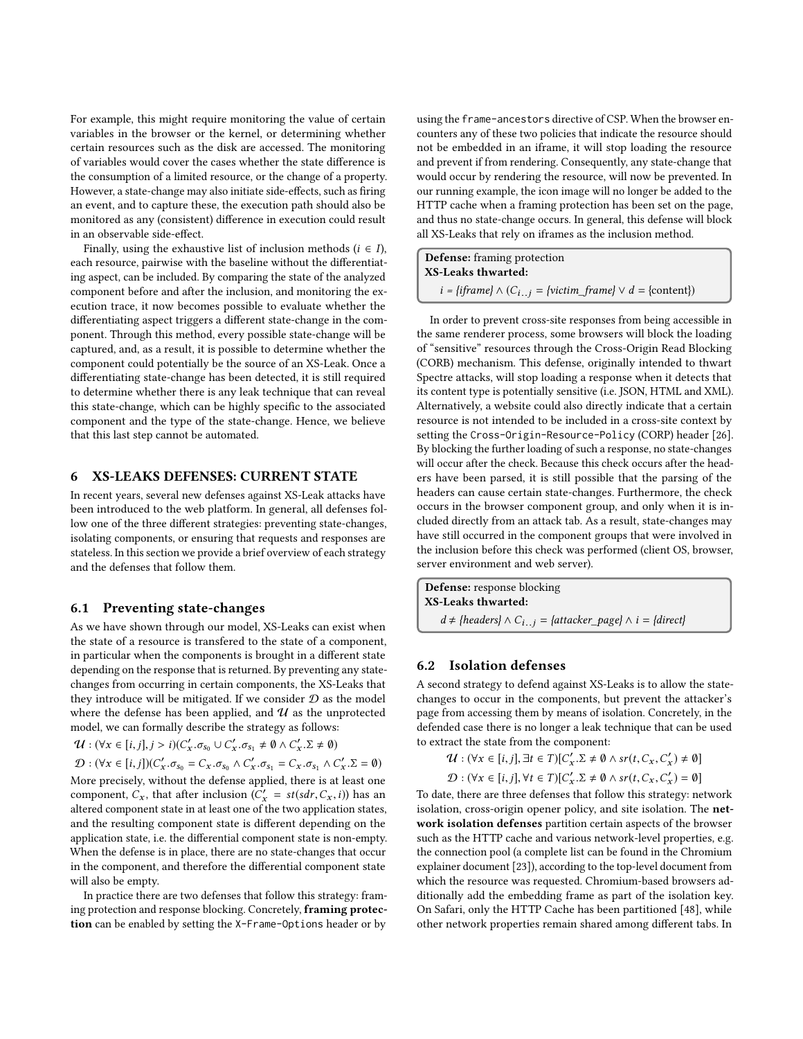For example, this might require monitoring the value of certain variables in the browser or the kernel, or determining whether certain resources such as the disk are accessed. The monitoring of variables would cover the cases whether the state difference is the consumption of a limited resource, or the change of a property. However, a state-change may also initiate side-effects, such as firing an event, and to capture these, the execution path should also be monitored as any (consistent) difference in execution could result in an observable side-effect.

Finally, using the exhaustive list of inclusion methods ($i \in I$), each resource, pairwise with the baseline without the differentiating aspect, can be included. By comparing the state of the analyzed component before and after the inclusion, and monitoring the execution trace, it now becomes possible to evaluate whether the differentiating aspect triggers a different state-change in the component. Through this method, every possible state-change will be captured, and, as a result, it is possible to determine whether the component could potentially be the source of an XS-Leak. Once a differentiating state-change has been detected, it is still required to determine whether there is any leak technique that can reveal this state-change, which can be highly specific to the associated component and the type of the state-change. Hence, we believe that this last step cannot be automated.

## 6 XS-LEAKS DEFENSES: CURRENT STATE

In recent years, several new defenses against XS-Leak attacks have been introduced to the web platform. In general, all defenses follow one of the three different strategies: preventing state-changes, isolating components, or ensuring that requests and responses are stateless. In this section we provide a brief overview of each strategy and the defenses that follow them.

### 6.1 Preventing state-changes

As we have shown through our model, XS-Leaks can exist when the state of a resource is transfered to the state of a component, in particular when the components is brought in a different state depending on the response that is returned. By preventing any state-changes from occurring in certain components, the XS-Leaks that they introduce will be mitigated. If we consider $\mathcal{D}$ as the model where the defense has been applied, and $\mathcal{U}$ as the unprotected model, we can formally describe the strategy as follows:

$$\mathcal{U} : (\forall x \in [i, j], j > i)(C'_x.\sigma_{s_0} \cup C'_x.\sigma_{s_1} \neq \emptyset \wedge C'_x.\Sigma \neq \emptyset)$$

$$\mathcal{D} : (\forall x \in [i, j])(C'_x.\sigma_{s_0} = C_x.\sigma_{s_0} \wedge C'_x.\sigma_{s_1} = C_x.\sigma_{s_1} \wedge C'_x.\Sigma = \emptyset)$$

More precisely, without the defense applied, there is at least one component, $C_x$, that after inclusion ($C'_x = st(sdr, C_x, i)$) has an altered component state in at least one of the two application states, and the resulting component state is different depending on the application state, i.e. the differential component state is non-empty. When the defense is in place, there are no state-changes that occur in the component, and therefore the differential component state will also be empty.

In practice there are two defenses that follow this strategy: framing protection and response blocking. Concretely, **framing protection** can be enabled by setting the `X-Frame-Options` header or by using the `frame-ancestors` directive of CSP. When the browser encounters any of these two policies that indicate the resource should not be embedded in an iframe, it will stop loading the resource and prevent if from rendering. Consequently, any state-change that would occur by rendering the resource, will now be prevented. In our running example, the icon image will no longer be added to the HTTP cache when a framing protection has been set on the page, and thus no state-change occurs. In general, this defense will block all XS-Leaks that rely on iframes as the inclusion method.

> **Defense:** framing protection
> **XS-Leaks thwarted:**
> $i = \{iframe\} \wedge (C_{i..j} = \{victim\_frame\} \vee d = \{\text{content}\})$

In order to prevent cross-site responses from being accessible in the same renderer process, some browsers will block the loading of "sensitive" resources through the Cross-Origin Read Blocking (CORB) mechanism. This defense, originally intended to thwart Spectre attacks, will stop loading a response when it detects that its content type is potentially sensitive (i.e. JSON, HTML and XML). Alternatively, a website could also directly indicate that a certain resource is not intended to be included in a cross-site context by setting the `Cross-Origin-Resource-Policy` (CORP) header [26]. By blocking the further loading of such a response, no state-changes will occur after the check. Because this check occurs after the headers have been parsed, it is still possible that the parsing of the headers can cause certain state-changes. Furthermore, the check occurs in the browser component group, and only when it is included directly from an attack tab. As a result, state-changes may have still occurred in the component groups that were involved in the inclusion before this check was performed (client OS, browser, server environment and web server).

> **Defense:** response blocking
> **XS-Leaks thwarted:**
> $d \neq \{headers\} \wedge C_{i..j} = \{attacker\_page\} \wedge i = \{direct\}$

### 6.2 Isolation defenses

A second strategy to defend against XS-Leaks is to allow the state-changes to occur in the components, but prevent the attacker's page from accessing them by means of isolation. Concretely, in the defended case there is no longer a leak technique that can be used to extract the state from the component:

$$\mathcal{U} : (\forall x \in [i, j], \exists t \in T)[C'_x.\Sigma \neq \emptyset \wedge sr(t, C_x, C'_x) \neq \emptyset]$$

$$\mathcal{D} : (\forall x \in [i, j], \forall t \in T)[C'_x.\Sigma \neq \emptyset \wedge sr(t, C_x, C'_x) = \emptyset]$$

To date, there are three defenses that follow this strategy: network isolation, cross-origin opener policy, and site isolation. The **network isolation defenses** partition certain aspects of the browser such as the HTTP cache and various network-level properties, e.g. the connection pool (a complete list can be found in the Chromium explainer document [23]), according to the top-level document from which the resource was requested. Chromium-based browsers additionally add the embedding frame as part of the isolation key. On Safari, only the HTTP Cache has been partitioned [48], while other network properties remain shared among different tabs. In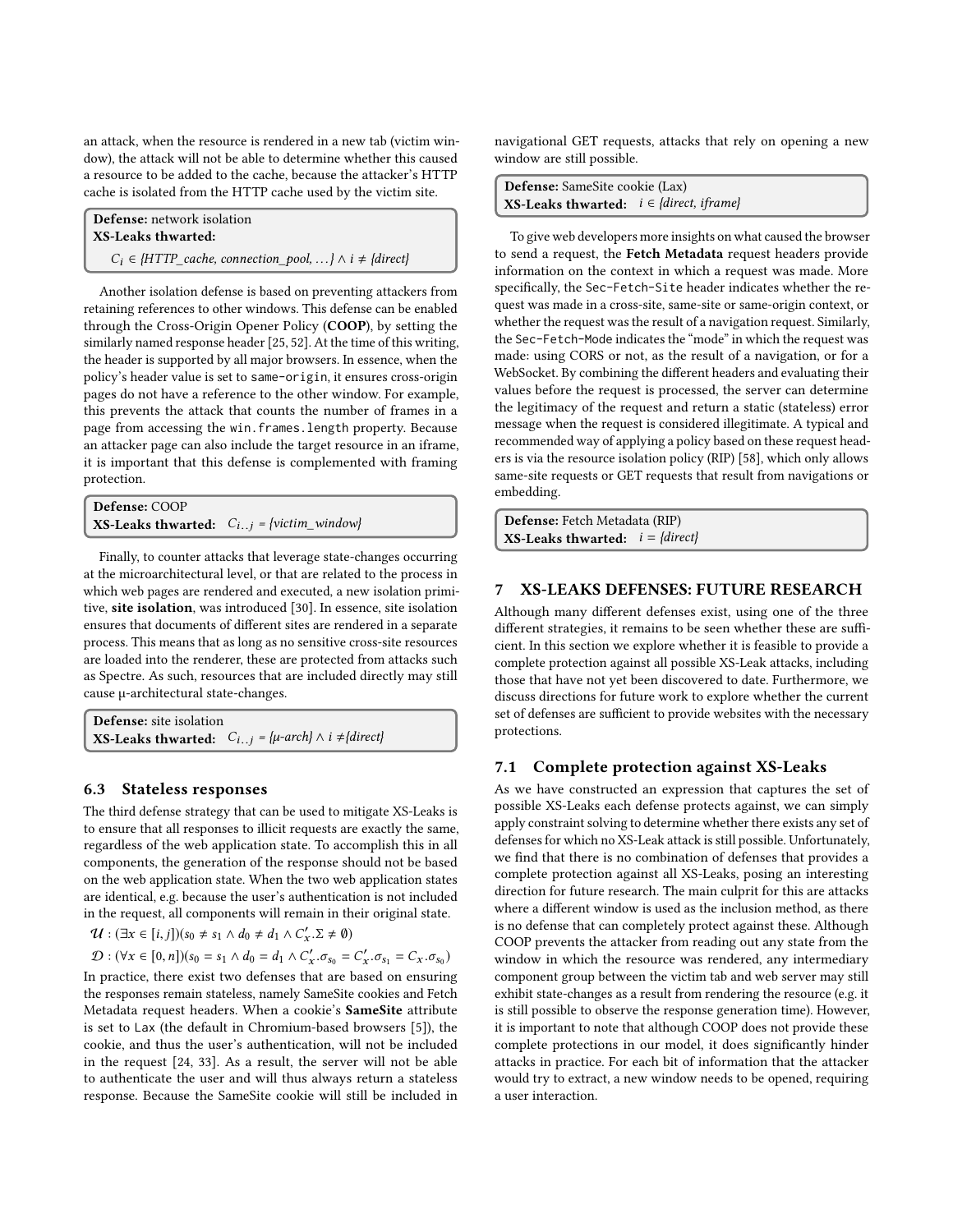an attack, when the resource is rendered in a new tab (victim window), the attack will not be able to determine whether this caused a resource to be added to the cache, because the attacker's HTTP cache is isolated from the HTTP cache used by the victim site.

> **Defense:** network isolation
> **XS-Leaks thwarted:**
> $C_i \in$ {*HTTP_cache, connection_pool, ...*} $\wedge\ i \neq$ {*direct*}

Another isolation defense is based on preventing attackers from retaining references to other windows. This defense can be enabled through the Cross-Origin Opener Policy (**COOP**), by setting the similarly named response header [25, 52]. At the time of this writing, the header is supported by all major browsers. In essence, when the policy's header value is set to `same-origin`, it ensures cross-origin pages do not have a reference to the other window. For example, this prevents the attack that counts the number of frames in a page from accessing the `win.frames.length` property. Because an attacker page can also include the target resource in an iframe, it is important that this defense is complemented with framing protection.

> **Defense:** COOP
> **XS-Leaks thwarted:** $C_{i..j}$ = {*victim_window*}

Finally, to counter attacks that leverage state-changes occurring at the microarchitectural level, or that are related to the process in which web pages are rendered and executed, a new isolation primitive, **site isolation**, was introduced [30]. In essence, site isolation ensures that documents of different sites are rendered in a separate process. This means that as long as no sensitive cross-site resources are loaded into the renderer, these are protected from attacks such as Spectre. As such, resources that are included directly may still cause μ-architectural state-changes.

> **Defense:** site isolation
> **XS-Leaks thwarted:** $C_{i..j}$ = {*μ-arch*} $\wedge\ i \neq$ {*direct*}

### 6.3 Stateless responses

The third defense strategy that can be used to mitigate XS-Leaks is to ensure that all responses to illicit requests are exactly the same, regardless of the web application state. To accomplish this in all components, the generation of the response should not be based on the web application state. When the two web application states are identical, e.g. because the user's authentication is not included in the request, all components will remain in their original state.

$\mathcal{U} : (\exists x \in [i, j])(s_0 \neq s_1 \wedge d_0 \neq d_1 \wedge C'_x.\Sigma \neq \emptyset)$

$\mathcal{D} : (\forall x \in [0, n])(s_0 = s_1 \wedge d_0 = d_1 \wedge C'_x.\sigma_{s_0} = C'_x.\sigma_{s_1} = C_x.\sigma_{s_0})$

In practice, there exist two defenses that are based on ensuring the responses remain stateless, namely SameSite cookies and Fetch Metadata request headers. When a cookie's **SameSite** attribute is set to `Lax` (the default in Chromium-based browsers [5]), the cookie, and thus the user's authentication, will not be included in the request [24, 33]. As a result, the server will not be able to authenticate the user and will thus always return a stateless response. Because the SameSite cookie will still be included in navigational GET requests, attacks that rely on opening a new window are still possible.

> **Defense:** SameSite cookie (Lax)
> **XS-Leaks thwarted:** $i \in$ {*direct, iframe*}

To give web developers more insights on what caused the browser to send a request, the **Fetch Metadata** request headers provide information on the context in which a request was made. More specifically, the `Sec-Fetch-Site` header indicates whether the request was made in a cross-site, same-site or same-origin context, or whether the request was the result of a navigation request. Similarly, the `Sec-Fetch-Mode` indicates the "mode" in which the request was made: using CORS or not, as the result of a navigation, or for a WebSocket. By combining the different headers and evaluating their values before the request is processed, the server can determine the legitimacy of the request and return a static (stateless) error message when the request is considered illegitimate. A typical and recommended way of applying a policy based on these request headers is via the resource isolation policy (RIP) [58], which only allows same-site requests or GET requests that result from navigations or embedding.

> **Defense:** Fetch Metadata (RIP)
> **XS-Leaks thwarted:** $i$ = {*direct*}

## 7 XS-LEAKS DEFENSES: FUTURE RESEARCH

Although many different defenses exist, using one of the three different strategies, it remains to be seen whether these are sufficient. In this section we explore whether it is feasible to provide a complete protection against all possible XS-Leak attacks, including those that have not yet been discovered to date. Furthermore, we discuss directions for future work to explore whether the current set of defenses are sufficient to provide websites with the necessary protections.

### 7.1 Complete protection against XS-Leaks

As we have constructed an expression that captures the set of possible XS-Leaks each defense protects against, we can simply apply constraint solving to determine whether there exists any set of defenses for which no XS-Leak attack is still possible. Unfortunately, we find that there is no combination of defenses that provides a complete protection against all XS-Leaks, posing an interesting direction for future research. The main culprit for this are attacks where a different window is used as the inclusion method, as there is no defense that can completely protect against these. Although COOP prevents the attacker from reading out any state from the window in which the resource was rendered, any intermediary component group between the victim tab and web server may still exhibit state-changes as a result from rendering the resource (e.g. it is still possible to observe the response generation time). However, it is important to note that although COOP does not provide these complete protections in our model, it does significantly hinder attacks in practice. For each bit of information that the attacker would try to extract, a new window needs to be opened, requiring a user interaction.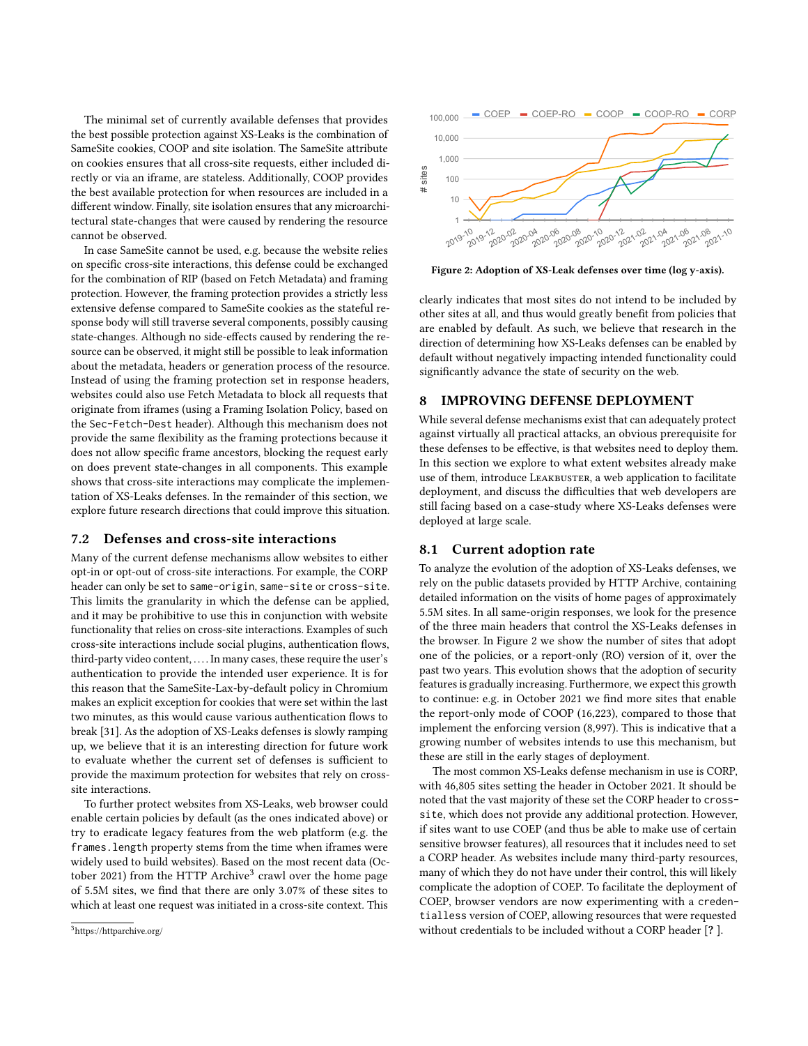The minimal set of currently available defenses that provides the best possible protection against XS-Leaks is the combination of SameSite cookies, COOP and site isolation. The SameSite attribute on cookies ensures that all cross-site requests, either included directly or via an iframe, are stateless. Additionally, COOP provides the best available protection for when resources are included in a different window. Finally, site isolation ensures that any microarchitectural state-changes that were caused by rendering the resource cannot be observed.

In case SameSite cannot be used, e.g. because the website relies on specific cross-site interactions, this defense could be exchanged for the combination of RIP (based on Fetch Metadata) and framing protection. However, the framing protection provides a strictly less extensive defense compared to SameSite cookies as the stateful response body will still traverse several components, possibly causing state-changes. Although no side-effects caused by rendering the resource can be observed, it might still be possible to leak information about the metadata, headers or generation process of the resource. Instead of using the framing protection set in response headers, websites could also use Fetch Metadata to block all requests that originate from iframes (using a Framing Isolation Policy, based on the `Sec-Fetch-Dest` header). Although this mechanism does not provide the same flexibility as the framing protections because it does not allow specific frame ancestors, blocking the request early on does prevent state-changes in all components. This example shows that cross-site interactions may complicate the implementation of XS-Leaks defenses. In the remainder of this section, we explore future research directions that could improve this situation.

### 7.2 Defenses and cross-site interactions

Many of the current defense mechanisms allow websites to either opt-in or opt-out of cross-site interactions. For example, the CORP header can only be set to `same-origin`, `same-site` or `cross-site`. This limits the granularity in which the defense can be applied, and it may be prohibitive to use this in conjunction with website functionality that relies on cross-site interactions. Examples of such cross-site interactions include social plugins, authentication flows, third-party video content, .... In many cases, these require the user's authentication to provide the intended user experience. It is for this reason that the SameSite-Lax-by-default policy in Chromium makes an explicit exception for cookies that were set within the last two minutes, as this would cause various authentication flows to break [31]. As the adoption of XS-Leaks defenses is slowly ramping up, we believe that it is an interesting direction for future work to evaluate whether the current set of defenses is sufficient to provide the maximum protection for websites that rely on cross-site interactions.

To further protect websites from XS-Leaks, web browser could enable certain policies by default (as the ones indicated above) or try to eradicate legacy features from the web platform (e.g. the `frames.length` property stems from the time when iframes were widely used to build websites). Based on the most recent data (October 2021) from the HTTP Archive[3] crawl over the home page of 5.5M sites, we find that there are only 3.07% of these sites to which at least one request was initiated in a cross-site context. This clearly indicates that most sites do not intend to be included by other sites at all, and thus would greatly benefit from policies that are enabled by default. As such, we believe that research in the direction of determining how XS-Leaks defenses can be enabled by default without negatively impacting intended functionality could significantly advance the state of security on the web.

[3] https://httparchive.org/

**Figure 2: Adoption of XS-Leak defenses over time (log y-axis).**

## 8 IMPROVING DEFENSE DEPLOYMENT

While several defense mechanisms exist that can adequately protect against virtually all practical attacks, an obvious prerequisite for these defenses to be effective, is that websites need to deploy them. In this section we explore to what extent websites already make use of them, introduce LeakBuster, a web application to facilitate deployment, and discuss the difficulties that web developers are still facing based on a case-study where XS-Leaks defenses were deployed at large scale.

### 8.1 Current adoption rate

To analyze the evolution of the adoption of XS-Leaks defenses, we rely on the public datasets provided by HTTP Archive, containing detailed information on the visits of home pages of approximately 5.5M sites. In all same-origin responses, we look for the presence of the three main headers that control the XS-Leaks defenses in the browser. In Figure 2 we show the number of sites that adopt one of the policies, or a report-only (RO) version of it, over the past two years. This evolution shows that the adoption of security features is gradually increasing. Furthermore, we expect this growth to continue: e.g. in October 2021 we find more sites that enable the report-only mode of COOP (16,223), compared to those that implement the enforcing version (8,997). This is indicative that a growing number of websites intends to use this mechanism, but these are still in the early stages of deployment.

The most common XS-Leaks defense mechanism in use is CORP, with 46,805 sites setting the header in October 2021. It should be noted that the vast majority of these set the CORP header to `cross-site`, which does not provide any additional protection. However, if sites want to use COEP (and thus be able to make use of certain sensitive browser features), all resources that it includes need to set a CORP header. As websites include many third-party resources, many of which they do not have under their control, this will likely complicate the adoption of COEP. To facilitate the deployment of COEP, browser vendors are now experimenting with a `credentialless` version of COEP, allowing resources that were requested without credentials to be included without a CORP header [? ].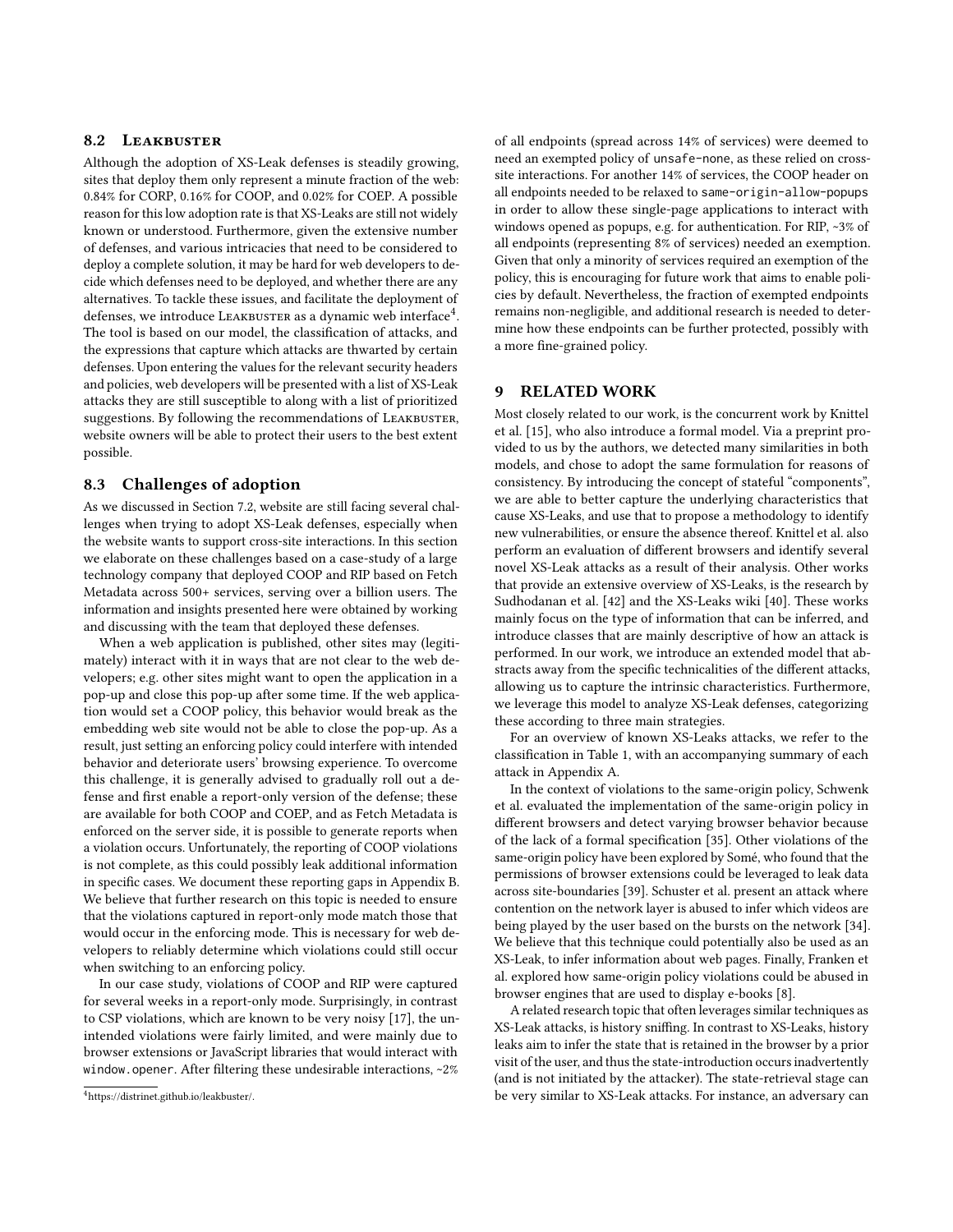### 8.2 Leakbuster

Although the adoption of XS-Leak defenses is steadily growing, sites that deploy them only represent a minute fraction of the web: 0.84% for CORP, 0.16% for COOP, and 0.02% for COEP. A possible reason for this low adoption rate is that XS-Leaks are still not widely known or understood. Furthermore, given the extensive number of defenses, and various intricacies that need to be considered to deploy a complete solution, it may be hard for web developers to decide which defenses need to be deployed, and whether there are any alternatives. To tackle these issues, and facilitate the deployment of defenses, we introduce Leakbuster as a dynamic web interface[4]. The tool is based on our model, the classification of attacks, and the expressions that capture which attacks are thwarted by certain defenses. Upon entering the values for the relevant security headers and policies, web developers will be presented with a list of XS-Leak attacks they are still susceptible to along with a list of prioritized suggestions. By following the recommendations of Leakbuster, website owners will be able to protect their users to the best extent possible.

### 8.3 Challenges of adoption

As we discussed in Section 7.2, website are still facing several challenges when trying to adopt XS-Leak defenses, especially when the website wants to support cross-site interactions. In this section we elaborate on these challenges based on a case-study of a large technology company that deployed COOP and RIP based on Fetch Metadata across 500+ services, serving over a billion users. The information and insights presented here were obtained by working and discussing with the team that deployed these defenses.

When a web application is published, other sites may (legitimately) interact with it in ways that are not clear to the web developers; e.g. other sites might want to open the application in a pop-up and close this pop-up after some time. If the web application would set a COOP policy, this behavior would break as the embedding web site would not be able to close the pop-up. As a result, just setting an enforcing policy could interfere with intended behavior and deteriorate users' browsing experience. To overcome this challenge, it is generally advised to gradually roll out a defense and first enable a report-only version of the defense; these are available for both COOP and COEP, and as Fetch Metadata is enforced on the server side, it is possible to generate reports when a violation occurs. Unfortunately, the reporting of COOP violations is not complete, as this could possibly leak additional information in specific cases. We document these reporting gaps in Appendix B. We believe that further research on this topic is needed to ensure that the violations captured in report-only mode match those that would occur in the enforcing mode. This is necessary for web developers to reliably determine which violations could still occur when switching to an enforcing policy.

In our case study, violations of COOP and RIP were captured for several weeks in a report-only mode. Surprisingly, in contrast to CSP violations, which are known to be very noisy [17], the unintended violations were fairly limited, and were mainly due to browser extensions or JavaScript libraries that would interact with `window.opener`. After filtering these undesirable interactions, ~2% of all endpoints (spread across 14% of services) were deemed to need an exempted policy of `unsafe-none`, as these relied on cross-site interactions. For another 14% of services, the COOP header on all endpoints needed to be relaxed to `same-origin-allow-popups` in order to allow these single-page applications to interact with windows opened as popups, e.g. for authentication. For RIP, ~3% of all endpoints (representing 8% of services) needed an exemption. Given that only a minority of services required an exemption of the policy, this is encouraging for future work that aims to enable policies by default. Nevertheless, the fraction of exempted endpoints remains non-negligible, and additional research is needed to determine how these endpoints can be further protected, possibly with a more fine-grained policy.

[4] https://distrinet.github.io/leakbuster/.

## 9 RELATED WORK

Most closely related to our work, is the concurrent work by Knittel et al. [15], who also introduce a formal model. Via a preprint provided to us by the authors, we detected many similarities in both models, and chose to adopt the same formulation for reasons of consistency. By introducing the concept of stateful "components", we are able to better capture the underlying characteristics that cause XS-Leaks, and use that to propose a methodology to identify new vulnerabilities, or ensure the absence thereof. Knittel et al. also perform an evaluation of different browsers and identify several novel XS-Leak attacks as a result of their analysis. Other works that provide an extensive overview of XS-Leaks, is the research by Sudhodanan et al. [42] and the XS-Leaks wiki [40]. These works mainly focus on the type of information that can be inferred, and introduce classes that are mainly descriptive of how an attack is performed. In our work, we introduce an extended model that abstracts away from the specific technicalities of the different attacks, allowing us to capture the intrinsic characteristics. Furthermore, we leverage this model to analyze XS-Leak defenses, categorizing these according to three main strategies.

For an overview of known XS-Leaks attacks, we refer to the classification in Table 1, with an accompanying summary of each attack in Appendix A.

In the context of violations to the same-origin policy, Schwenk et al. evaluated the implementation of the same-origin policy in different browsers and detect varying browser behavior because of the lack of a formal specification [35]. Other violations of the same-origin policy have been explored by Somé, who found that the permissions of browser extensions could be leveraged to leak data across site-boundaries [39]. Schuster et al. present an attack where contention on the network layer is abused to infer which videos are being played by the user based on the bursts on the network [34]. We believe that this technique could potentially also be used as an XS-Leak, to infer information about web pages. Finally, Franken et al. explored how same-origin policy violations could be abused in browser engines that are used to display e-books [8].

A related research topic that often leverages similar techniques as XS-Leak attacks, is history sniffing. In contrast to XS-Leaks, history leaks aim to infer the state that is retained in the browser by a prior visit of the user, and thus the state-introduction occurs inadvertently (and is not initiated by the attacker). The state-retrieval stage can be very similar to XS-Leak attacks. For instance, an adversary can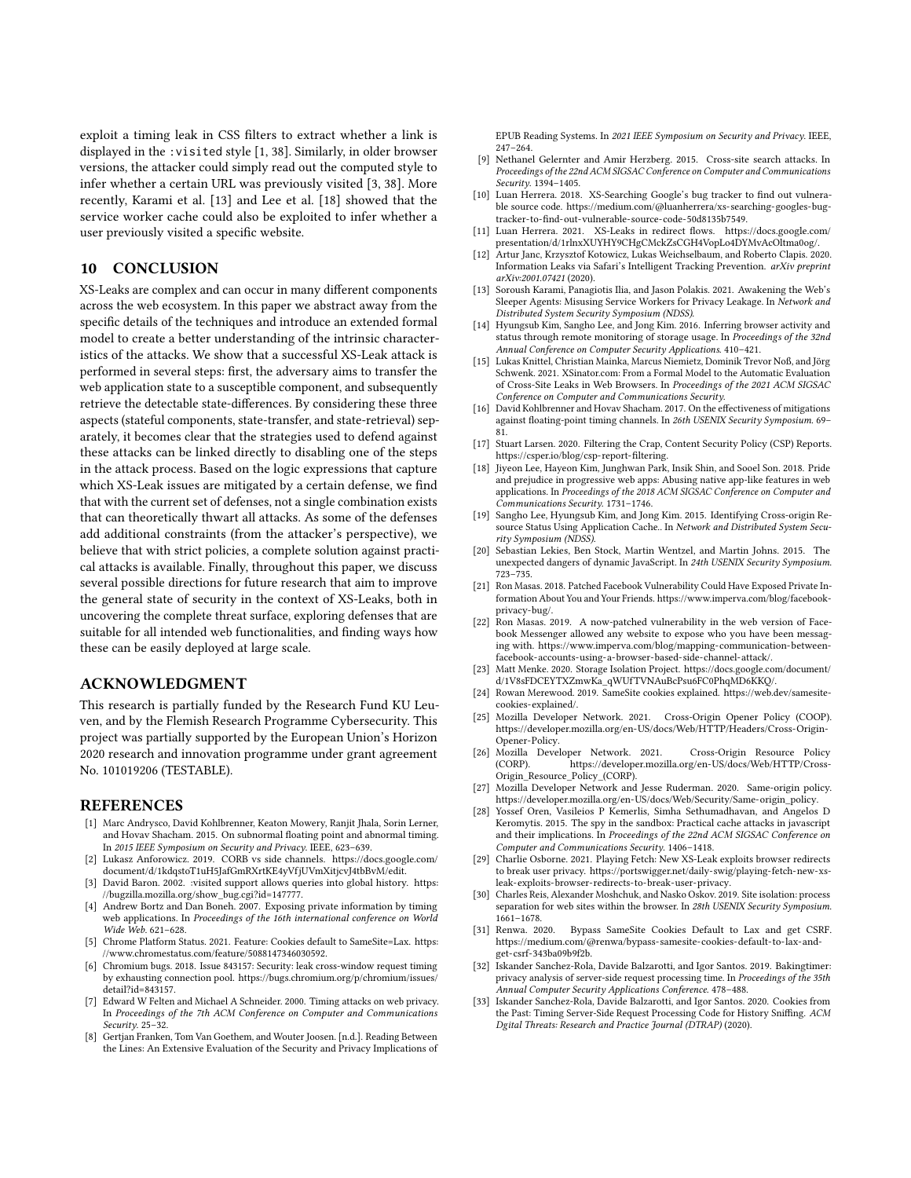exploit a timing leak in CSS filters to extract whether a link is displayed in the :visited style [1, 38]. Similarly, in older browser versions, the attacker could simply read out the computed style to infer whether a certain URL was previously visited [3, 38]. More recently, Karami et al. [13] and Lee et al. [18] showed that the service worker cache could also be exploited to infer whether a user previously visited a specific website.

## 10 CONCLUSION

XS-Leaks are complex and can occur in many different components across the web ecosystem. In this paper we abstract away from the specific details of the techniques and introduce an extended formal model to create a better understanding of the intrinsic characteristics of the attacks. We show that a successful XS-Leak attack is performed in several steps: first, the adversary aims to transfer the web application state to a susceptible component, and subsequently retrieve the detectable state-differences. By considering these three aspects (stateful components, state-transfer, and state-retrieval) separately, it becomes clear that the strategies used to defend against these attacks can be linked directly to disabling one of the steps in the attack process. Based on the logic expressions that capture which XS-Leak issues are mitigated by a certain defense, we find that with the current set of defenses, not a single combination exists that can theoretically thwart all attacks. As some of the defenses add additional constraints (from the attacker's perspective), we believe that with strict policies, a complete solution against practical attacks is available. Finally, throughout this paper, we discuss several possible directions for future research that aim to improve the general state of security in the context of XS-Leaks, both in uncovering the complete threat surface, exploring defenses that are suitable for all intended web functionalities, and finding ways how these can be easily deployed at large scale.

## ACKNOWLEDGMENT

This research is partially funded by the Research Fund KU Leuven, and by the Flemish Research Programme Cybersecurity. This project was partially supported by the European Union's Horizon 2020 research and innovation programme under grant agreement No. 101019206 (TESTABLE).

## REFERENCES

- [1] Marc Andrysco, David Kohlbrenner, Keaton Mowery, Ranjit Jhala, Sorin Lerner, and Hovav Shacham. 2015. On subnormal floating point and abnormal timing. In *2015 IEEE Symposium on Security and Privacy*. IEEE, 623–639.
- [2] Lukasz Anforowicz. 2019. CORB vs side channels. https://docs.google.com/document/d/1kdqstoT1uH5JafGmRXrtKE4yVfjUVmXitjcvJ4tbBvM/edit.
- [3] David Baron. 2002. :visited support allows queries into global history. https://bugzilla.mozilla.org/show_bug.cgi?id=147777.
- [4] Andrew Bortz and Dan Boneh. 2007. Exposing private information by timing web applications. In *Proceedings of the 16th international conference on World Wide Web*. 621–628.
- [5] Chrome Platform Status. 2021. Feature: Cookies default to SameSite=Lax. https://www.chromestatus.com/feature/5088147346030592.
- [6] Chromium bugs. 2018. Issue 843157: Security: leak cross-window request timing by exhausting connection pool. https://bugs.chromium.org/p/chromium/issues/detail?id=843157.
- [7] Edward W Felten and Michael A Schneider. 2000. Timing attacks on web privacy. In *Proceedings of the 7th ACM Conference on Computer and Communications Security*. 25–32.
- [8] Gertjan Franken, Tom Van Goethem, and Wouter Joosen. [n.d.]. Reading Between the Lines: An Extensive Evaluation of the Security and Privacy Implications of EPUB Reading Systems. In *2021 IEEE Symposium on Security and Privacy*. IEEE, 247–264.
- [9] Nethanel Gelernter and Amir Herzberg. 2015. Cross-site search attacks. In *Proceedings of the 22nd ACM SIGSAC Conference on Computer and Communications Security*. 1394–1405.
- [10] Luan Herrera. 2018. XS-Searching Google's bug tracker to find out vulnerable source code. https://medium.com/@luanherrera/xs-searching-googles-bug-tracker-to-find-out-vulnerable-source-code-50d8135b7549.
- [11] Luan Herrera. 2021. XS-Leaks in redirect flows. https://docs.google.com/presentation/d/1rlnxXUYHY9CHgCMckZsCGH4VopLo4DYMvAcOltma0og/.
- [12] Artur Janc, Krzysztof Kotowicz, Lukas Weichselbaum, and Roberto Clapis. 2020. Information Leaks via Safari's Intelligent Tracking Prevention. *arXiv preprint arXiv:2001.07421* (2020).
- [13] Soroush Karami, Panagiotis Ilia, and Jason Polakis. 2021. Awakening the Web's Sleeper Agents: Misusing Service Workers for Privacy Leakage. In *Network and Distributed System Security Symposium (NDSS)*.
- [14] Hyungsub Kim, Sangho Lee, and Jong Kim. 2016. Inferring browser activity and status through remote monitoring of storage usage. In *Proceedings of the 32nd Annual Conference on Computer Security Applications*. 410–421.
- [15] Lukas Knittel, Christian Mainka, Marcus Niemietz, Dominik Trevor Noß, and Jörg Schwenk. 2021. XSinator.com: From a Formal Model to the Automatic Evaluation of Cross-Site Leaks in Web Browsers. In *Proceedings of the 2021 ACM SIGSAC Conference on Computer and Communications Security*.
- [16] David Kohlbrenner and Hovav Shacham. 2017. On the effectiveness of mitigations against floating-point timing channels. In *26th USENIX Security Symposium*. 69–81.
- [17] Stuart Larsen. 2020. Filtering the Crap, Content Security Policy (CSP) Reports. https://csper.io/blog/csp-report-filtering.
- [18] Jiyeon Lee, Hayeon Kim, Junghwan Park, Insik Shin, and Sooel Son. 2018. Pride and prejudice in progressive web apps: Abusing native app-like features in web applications. In *Proceedings of the 2018 ACM SIGSAC Conference on Computer and Communications Security*. 1731–1746.
- [19] Sangho Lee, Hyungsub Kim, and Jong Kim. 2015. Identifying Cross-origin Resource Status Using Application Cache.. In *Network and Distributed System Security Symposium (NDSS)*.
- [20] Sebastian Lekies, Ben Stock, Martin Wentzel, and Martin Johns. 2015. The unexpected dangers of dynamic JavaScript. In *24th USENIX Security Symposium*. 723–735.
- [21] Ron Masas. 2018. Patched Facebook Vulnerability Could Have Exposed Private Information About You and Your Friends. https://www.imperva.com/blog/facebook-privacy-bug/.
- [22] Ron Masas. 2019. A now-patched vulnerability in the web version of Facebook Messenger allowed any website to expose who you have been messaging with. https://www.imperva.com/blog/mapping-communication-between-facebook-accounts-using-a-browser-based-side-channel-attack/.
- [23] Matt Menke. 2020. Storage Isolation Project. https://docs.google.com/document/d/1V8sFDCEYTXZmwKa_qWUfTVNAuBcPsu6FC0PhqMD6KKQ/.
- [24] Rowan Merewood. 2019. SameSite cookies explained. https://web.dev/samesite-cookies-explained/.
- [25] Mozilla Developer Network. 2021. Cross-Origin Opener Policy (COOP). https://developer.mozilla.org/en-US/docs/Web/HTTP/Headers/Cross-Origin-Opener-Policy.
- [26] Mozilla Developer Network. 2021. Cross-Origin Resource Policy (CORP). https://developer.mozilla.org/en-US/docs/Web/HTTP/Cross-Origin_Resource_Policy_(CORP).
- [27] Mozilla Developer Network and Jesse Ruderman. 2020. Same-origin policy. https://developer.mozilla.org/en-US/docs/Web/Security/Same-origin_policy.
- [28] Yossef Oren, Vasileios P Kemerlis, Simha Sethumadhavan, and Angelos D Keromytis. 2015. The spy in the sandbox: Practical cache attacks in javascript and their implications. In *Proceedings of the 22nd ACM SIGSAC Conference on Computer and Communications Security*. 1406–1418.
- [29] Charlie Osborne. 2021. Playing Fetch: New XS-Leak exploits browser redirects to break user privacy. https://portswigger.net/daily-swig/playing-fetch-new-xs-leak-exploits-browser-redirects-to-break-user-privacy.
- [30] Charles Reis, Alexander Moshchuk, and Nasko Oskov. 2019. Site isolation: process separation for web sites within the browser. In *28th USENIX Security Symposium*. 1661–1678.
- [31] Renwa. 2020. Bypass SameSite Cookies Default to Lax and get CSRF. https://medium.com/@renwa/bypass-samesite-cookies-default-to-lax-and-get-csrf-343ba09b9f2b.
- [32] Iskander Sanchez-Rola, Davide Balzarotti, and Igor Santos. 2019. Bakingtimer: privacy analysis of server-side request processing time. In *Proceedings of the 35th Annual Computer Security Applications Conference*. 478–488.
- [33] Iskander Sanchez-Rola, Davide Balzarotti, and Igor Santos. 2020. Cookies from the Past: Timing Server-Side Request Processing Code for History Sniffing. *ACM Dgital Threats: Research and Practice Journal (DTRAP)* (2020).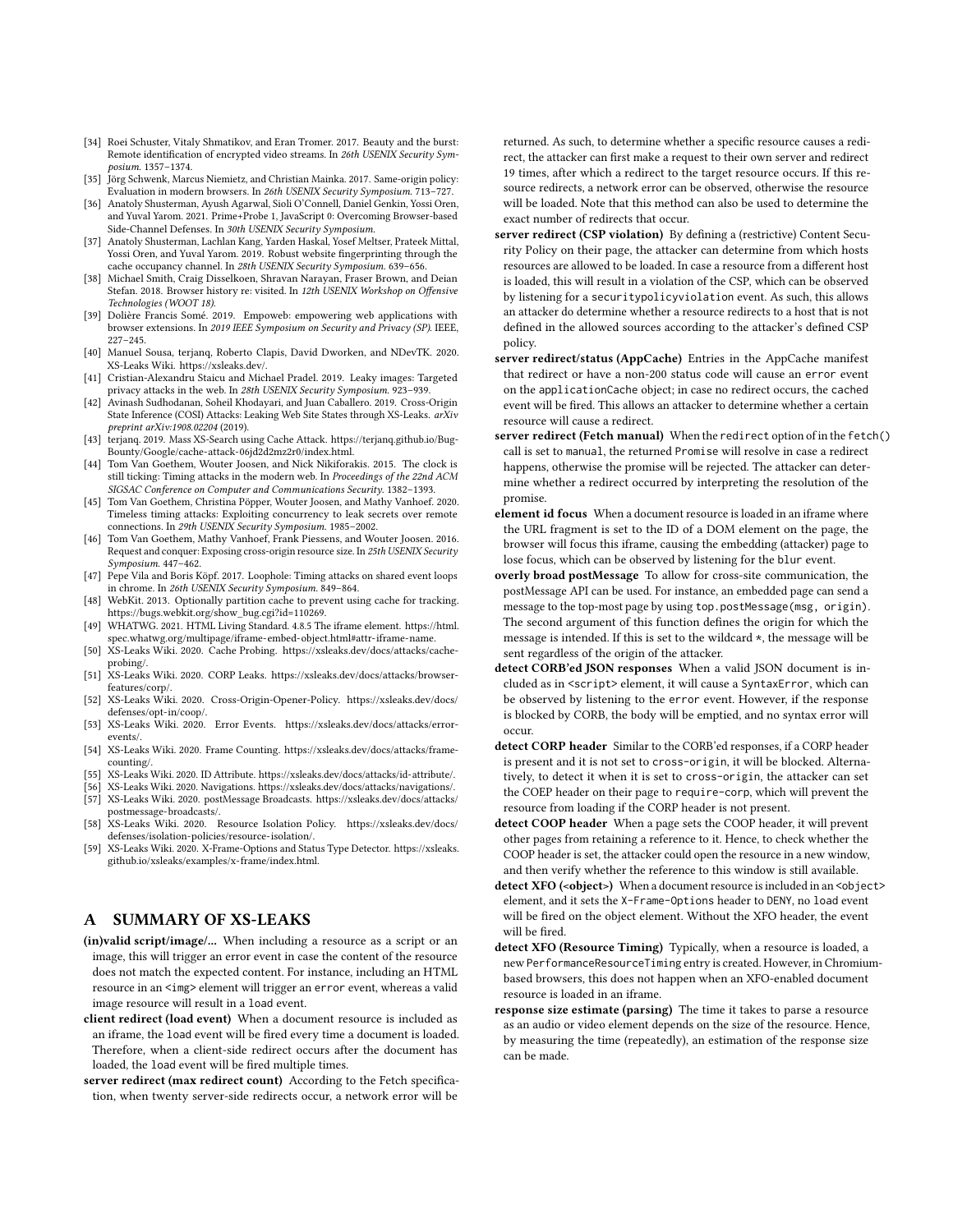[34] Roei Schuster, Vitaly Shmatikov, and Eran Tromer. 2017. Beauty and the burst: Remote identification of encrypted video streams. In *26th USENIX Security Symposium*. 1357–1374.

[35] Jörg Schwenk, Marcus Niemietz, and Christian Mainka. 2017. Same-origin policy: Evaluation in modern browsers. In *26th USENIX Security Symposium*. 713–727.

[36] Anatoly Shusterman, Ayush Agarwal, Sioli O'Connell, Daniel Genkin, Yossi Oren, and Yuval Yarom. 2021. Prime+Probe 1, JavaScript 0: Overcoming Browser-based Side-Channel Defenses. In *30th USENIX Security Symposium*.

[37] Anatoly Shusterman, Lachlan Kang, Yarden Haskal, Yosef Meltser, Prateek Mittal, Yossi Oren, and Yuval Yarom. 2019. Robust website fingerprinting through the cache occupancy channel. In *28th USENIX Security Symposium*. 639–656.

[38] Michael Smith, Craig Disselkoen, Shravan Narayan, Fraser Brown, and Deian Stefan. 2018. Browser history re: visited. In *12th USENIX Workshop on Offensive Technologies (WOOT 18)*.

[39] Dolière Francis Somé. 2019. Empoweb: empowering web applications with browser extensions. In *2019 IEEE Symposium on Security and Privacy (SP)*. IEEE, 227–245.

[40] Manuel Sousa, terjanq, Roberto Clapis, David Dworken, and NDevTK. 2020. XS-Leaks Wiki. https://xsleaks.dev/.

[41] Cristian-Alexandru Staicu and Michael Pradel. 2019. Leaky images: Targeted privacy attacks in the web. In *28th USENIX Security Symposium*. 923–939.

[42] Avinash Sudhodanan, Soheil Khodayari, and Juan Caballero. 2019. Cross-Origin State Inference (COSI) Attacks: Leaking Web Site States through XS-Leaks. *arXiv preprint arXiv:1908.02204* (2019).

[43] terjanq. 2019. Mass XS-Search using Cache Attack. https://terjanq.github.io/Bug-Bounty/Google/cache-attack-06jd2d2mz2r0/index.html.

[44] Tom Van Goethem, Wouter Joosen, and Nick Nikiforakis. 2015. The clock is still ticking: Timing attacks in the modern web. In *Proceedings of the 22nd ACM SIGSAC Conference on Computer and Communications Security*. 1382–1393.

[45] Tom Van Goethem, Christina Pöpper, Wouter Joosen, and Mathy Vanhoef. 2020. Timeless timing attacks: Exploiting concurrency to leak secrets over remote connections. In *29th USENIX Security Symposium*. 1985–2002.

[46] Tom Van Goethem, Mathy Vanhoef, Frank Piessens, and Wouter Joosen. 2016. Request and conquer: Exposing cross-origin resource size. In *25th USENIX Security Symposium*. 447–462.

[47] Pepe Vila and Boris Köpf. 2017. Loophole: Timing attacks on shared event loops in chrome. In *26th USENIX Security Symposium*. 849–864.

[48] WebKit. 2013. Optionally partition cache to prevent using cache for tracking. https://bugs.webkit.org/show_bug.cgi?id=110269.

[49] WHATWG. 2021. HTML Living Standard. 4.8.5 The iframe element. https://html.spec.whatwg.org/multipage/iframe-embed-object.html#attr-iframe-name.

[50] XS-Leaks Wiki. 2020. Cache Probing. https://xsleaks.dev/docs/attacks/cache-probing/.

[51] XS-Leaks Wiki. 2020. CORP Leaks. https://xsleaks.dev/docs/attacks/browser-features/corp/.

[52] XS-Leaks Wiki. 2020. Cross-Origin-Opener-Policy. https://xsleaks.dev/docs/defenses/opt-in/coop/.

[53] XS-Leaks Wiki. 2020. Error Events. https://xsleaks.dev/docs/attacks/error-events/.

[54] XS-Leaks Wiki. 2020. Frame Counting. https://xsleaks.dev/docs/attacks/frame-counting/.

[55] XS-Leaks Wiki. 2020. ID Attribute. https://xsleaks.dev/docs/attacks/id-attribute/.

[56] XS-Leaks Wiki. 2020. Navigations. https://xsleaks.dev/docs/attacks/navigations/.

[57] XS-Leaks Wiki. 2020. postMessage Broadcasts. https://xsleaks.dev/docs/attacks/postmessage-broadcasts/.

[58] XS-Leaks Wiki. 2020. Resource Isolation Policy. https://xsleaks.dev/docs/defenses/isolation-policies/resource-isolation/.

[59] XS-Leaks Wiki. 2020. X-Frame-Options and Status Type Detector. https://xsleaks.github.io/xsleaks/examples/x-frame/index.html.

# A SUMMARY OF XS-LEAKS

**(in)valid script/image/...** When including a resource as a script or an image, this will trigger an error event in case the content of the resource does not match the expected content. For instance, including an HTML resource in an `<img>` element will trigger an `error` event, whereas a valid image resource will result in a `load` event.

**client redirect (load event)** When a document resource is included as an iframe, the `load` event will be fired every time a document is loaded. Therefore, when a client-side redirect occurs after the document has loaded, the `load` event will be fired multiple times.

**server redirect (max redirect count)** According to the Fetch specification, when twenty server-side redirects occur, a network error will be returned. As such, to determine whether a specific resource causes a redirect, the attacker can first make a request to their own server and redirect 19 times, after which a redirect to the target resource occurs. If this resource redirects, a network error can be observed, otherwise the resource will be loaded. Note that this method can also be used to determine the exact number of redirects that occur.

**server redirect (CSP violation)** By defining a (restrictive) Content Security Policy on their page, the attacker can determine from which hosts resources are allowed to be loaded. In case a resource from a different host is loaded, this will result in a violation of the CSP, which can be observed by listening for a `securitypolicyviolation` event. As such, this allows an attacker do determine whether a resource redirects to a host that is not defined in the allowed sources according to the attacker's defined CSP policy.

**server redirect/status (AppCache)** Entries in the AppCache manifest that redirect or have a non-200 status code will cause an `error` event on the `applicationCache` object; in case no redirect occurs, the `cached` event will be fired. This allows an attacker to determine whether a certain resource will cause a redirect.

**server redirect (Fetch manual)** When the `redirect` option of in the `fetch()` call is set to `manual`, the returned `Promise` will resolve in case a redirect happens, otherwise the promise will be rejected. The attacker can determine whether a redirect occurred by interpreting the resolution of the promise.

**element id focus** When a document resource is loaded in an iframe where the URL fragment is set to the ID of a DOM element on the page, the browser will focus this iframe, causing the embedding (attacker) page to lose focus, which can be observed by listening for the `blur` event.

**overly broad postMessage** To allow for cross-site communication, the postMessage API can be used. For instance, an embedded page can send a message to the top-most page by using `top.postMessage(msg, origin)`. The second argument of this function defines the origin for which the message is intended. If this is set to the wildcard `*`, the message will be sent regardless of the origin of the attacker.

**detect CORB'ed JSON responses** When a valid JSON document is included as in `<script>` element, it will cause a `SyntaxError`, which can be observed by listening to the `error` event. However, if the response is blocked by CORB, the body will be emptied, and no syntax error will occur.

**detect CORP header** Similar to the CORB'ed responses, if a CORP header is present and it is not set to `cross-origin`, it will be blocked. Alternatively, to detect it when it is set to `cross-origin`, the attacker can set the COEP header on their page to `require-corp`, which will prevent the resource from loading if the CORP header is not present.

**detect COOP header** When a page sets the COOP header, it will prevent other pages from retaining a reference to it. Hence, to check whether the COOP header is set, the attacker could open the resource in a new window, and then verify whether the reference to this window is still available.

**detect XFO (<object>)** When a document resource is included in an `<object>` element, and it sets the `X-Frame-Options` header to `DENY`, no `load` event will be fired on the object element. Without the XFO header, the event will be fired.

**detect XFO (Resource Timing)** Typically, when a resource is loaded, a new `PerformanceResourceTiming` entry is created. However, in Chromium-based browsers, this does not happen when an XFO-enabled document resource is loaded in an iframe.

**response size estimate (parsing)** The time it takes to parse a resource as an audio or video element depends on the size of the resource. Hence, by measuring the time (repeatedly), an estimation of the response size can be made.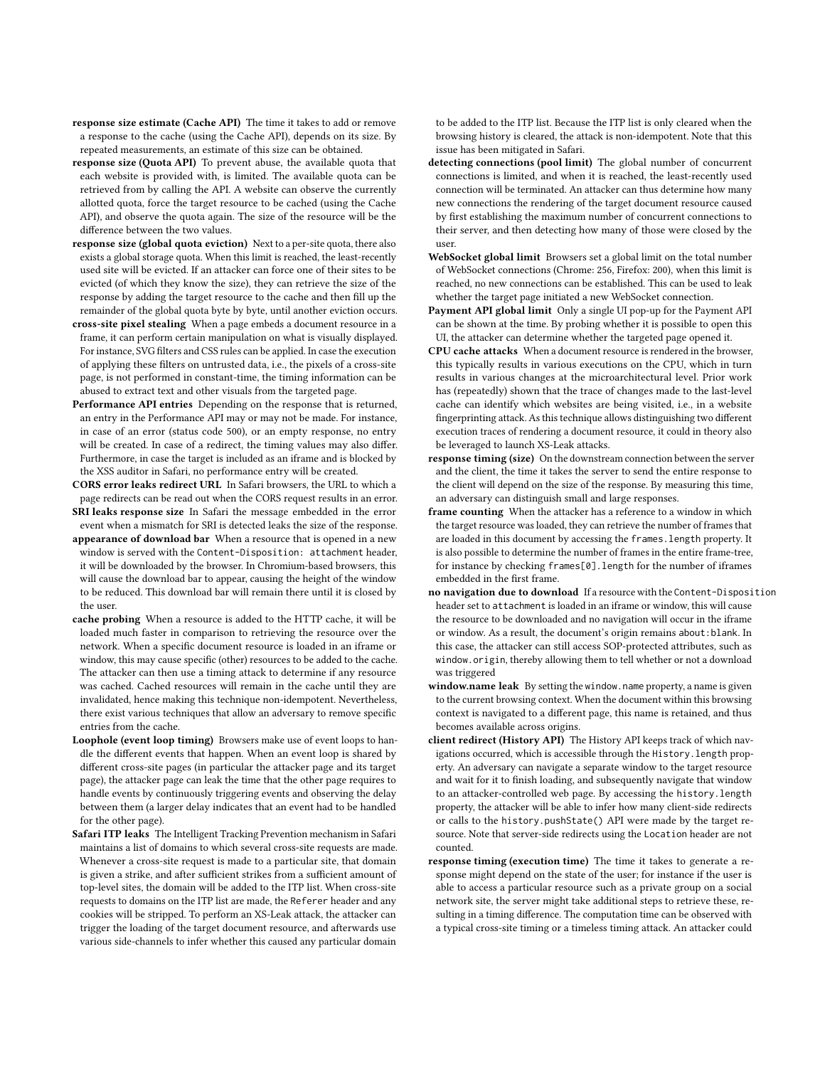**response size estimate (Cache API)** The time it takes to add or remove a response to the cache (using the Cache API), depends on its size. By repeated measurements, an estimate of this size can be obtained.

**response size (Quota API)** To prevent abuse, the available quota that each website is provided with, is limited. The available quota can be retrieved from by calling the API. A website can observe the currently allotted quota, force the target resource to be cached (using the Cache API), and observe the quota again. The size of the resource will be the difference between the two values.

**response size (global quota eviction)** Next to a per-site quota, there also exists a global storage quota. When this limit is reached, the least-recently used site will be evicted. If an attacker can force one of their sites to be evicted (of which they know the size), they can retrieve the size of the response by adding the target resource to the cache and then fill up the remainder of the global quota byte by byte, until another eviction occurs.

**cross-site pixel stealing** When a page embeds a document resource in a frame, it can perform certain manipulation on what is visually displayed. For instance, SVG filters and CSS rules can be applied. In case the execution of applying these filters on untrusted data, i.e., the pixels of a cross-site page, is not performed in constant-time, the timing information can be abused to extract text and other visuals from the targeted page.

**Performance API entries** Depending on the response that is returned, an entry in the Performance API may or may not be made. For instance, in case of an error (status code 500), or an empty response, no entry will be created. In case of a redirect, the timing values may also differ. Furthermore, in case the target is included as an iframe and is blocked by the XSS auditor in Safari, no performance entry will be created.

**CORS error leaks redirect URL** In Safari browsers, the URL to which a page redirects can be read out when the CORS request results in an error.

**SRI leaks response size** In Safari the message embedded in the error event when a mismatch for SRI is detected leaks the size of the response.

**appearance of download bar** When a resource that is opened in a new window is served with the `Content-Disposition: attachment` header, it will be downloaded by the browser. In Chromium-based browsers, this will cause the download bar to appear, causing the height of the window to be reduced. This download bar will remain there until it is closed by the user.

**cache probing** When a resource is added to the HTTP cache, it will be loaded much faster in comparison to retrieving the resource over the network. When a specific document resource is loaded in an iframe or window, this may cause specific (other) resources to be added to the cache. The attacker can then use a timing attack to determine if any resource was cached. Cached resources will remain in the cache until they are invalidated, hence making this technique non-idempotent. Nevertheless, there exist various techniques that allow an adversary to remove specific entries from the cache.

**Loophole (event loop timing)** Browsers make use of event loops to handle the different events that happen. When an event loop is shared by different cross-site pages (in particular the attacker page and its target page), the attacker page can leak the time that the other page requires to handle events by continuously triggering events and observing the delay between them (a larger delay indicates that an event had to be handled for the other page).

**Safari ITP leaks** The Intelligent Tracking Prevention mechanism in Safari maintains a list of domains to which several cross-site requests are made. Whenever a cross-site request is made to a particular site, that domain is given a strike, and after sufficient strikes from a sufficient amount of top-level sites, the domain will be added to the ITP list. When cross-site requests to domains on the ITP list are made, the `Referer` header and any cookies will be stripped. To perform an XS-Leak attack, the attacker can trigger the loading of the target document resource, and afterwards use various side-channels to infer whether this caused any particular domain to be added to the ITP list. Because the ITP list is only cleared when the browsing history is cleared, the attack is non-idempotent. Note that this issue has been mitigated in Safari.

**detecting connections (pool limit)** The global number of concurrent connections is limited, and when it is reached, the least-recently used connection will be terminated. An attacker can thus determine how many new connections the rendering of the target document resource caused by first establishing the maximum number of concurrent connections to their server, and then detecting how many of those were closed by the user.

**WebSocket global limit** Browsers set a global limit on the total number of WebSocket connections (Chrome: 256, Firefox: 200), when this limit is reached, no new connections can be established. This can be used to leak whether the target page initiated a new WebSocket connection.

**Payment API global limit** Only a single UI pop-up for the Payment API can be shown at the time. By probing whether it is possible to open this UI, the attacker can determine whether the targeted page opened it.

**CPU cache attacks** When a document resource is rendered in the browser, this typically results in various executions on the CPU, which in turn results in various changes at the microarchitectural level. Prior work has (repeatedly) shown that the trace of changes made to the last-level cache can identify which websites are being visited, i.e., in a website fingerprinting attack. As this technique allows distinguishing two different execution traces of rendering a document resource, it could in theory also be leveraged to launch XS-Leak attacks.

**response timing (size)** On the downstream connection between the server and the client, the time it takes the server to send the entire response to the client will depend on the size of the response. By measuring this time, an adversary can distinguish small and large responses.

**frame counting** When the attacker has a reference to a window in which the target resource was loaded, they can retrieve the number of frames that are loaded in this document by accessing the `frames.length` property. It is also possible to determine the number of frames in the entire frame-tree, for instance by checking `frames[0].length` for the number of iframes embedded in the first frame.

**no navigation due to download** If a resource with the `Content-Disposition` header set to `attachment` is loaded in an iframe or window, this will cause the resource to be downloaded and no navigation will occur in the iframe or window. As a result, the document's origin remains `about:blank`. In this case, the attacker can still access SOP-protected attributes, such as `window.origin`, thereby allowing them to tell whether or not a download was triggered

**window.name leak** By setting the `window.name` property, a name is given to the current browsing context. When the document within this browsing context is navigated to a different page, this name is retained, and thus becomes available across origins.

**client redirect (History API)** The History API keeps track of which navigations occurred, which is accessible through the `History.length` property. An adversary can navigate a separate window to the target resource and wait for it to finish loading, and subsequently navigate that window to an attacker-controlled web page. By accessing the `history.length` property, the attacker will be able to infer how many client-side redirects or calls to the `history.pushState()` API were made by the target resource. Note that server-side redirects using the `Location` header are not counted.

**response timing (execution time)** The time it takes to generate a response might depend on the state of the user; for instance if the user is able to access a particular resource such as a private group on a social network site, the server might take additional steps to retrieve these, resulting in a timing difference. The computation time can be observed with a typical cross-site timing or a timeless timing attack. An attacker could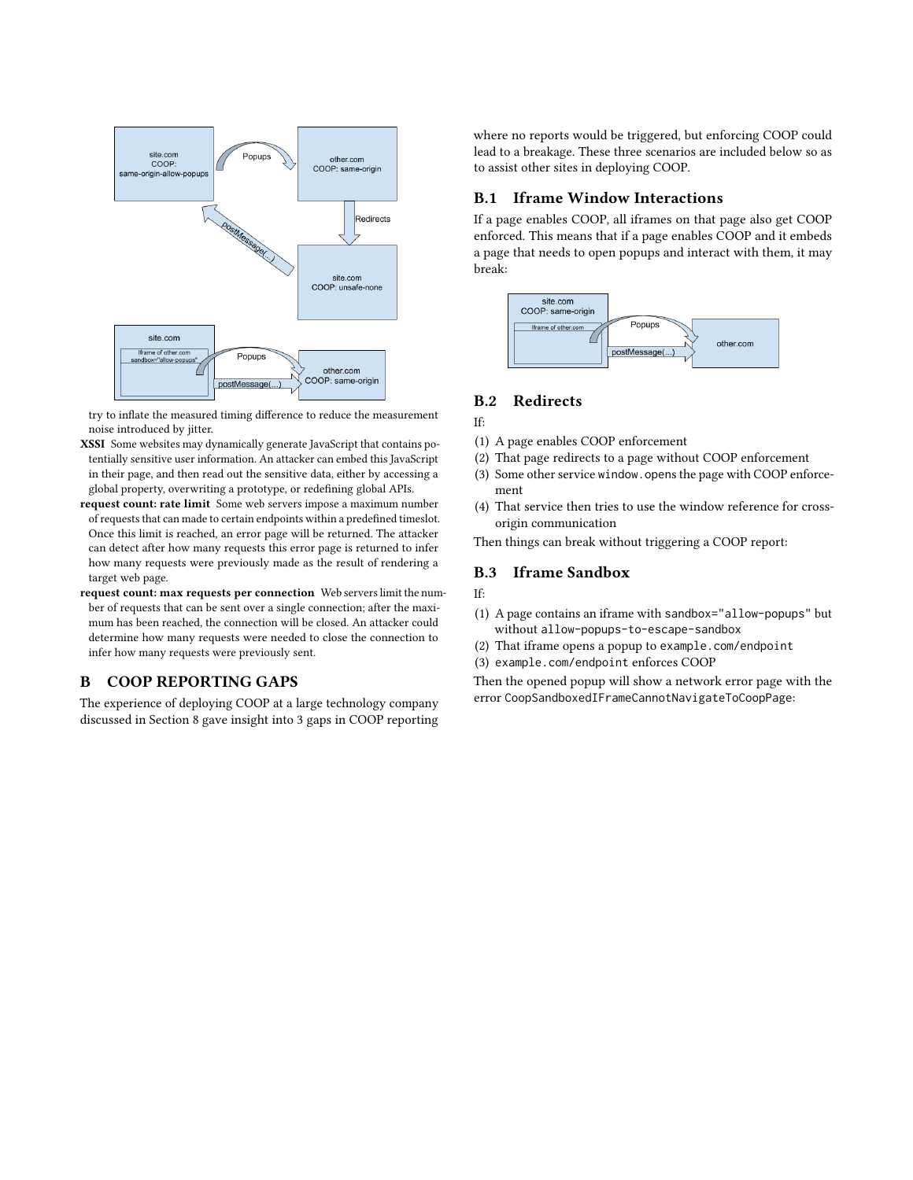site.com
COOP:
same-origin-allow-popups

Popups

other.com
COOP: same-origin

Redirects

postMessage(...)

site.com
COOP: unsafe-none

site.com

Iframe of other.com
sandbox="allow-popups"

Popups

postMessage(...)

other.com
COOP: same-origin

try to inflate the measured timing difference to reduce the measurement noise introduced by jitter.

**XSSI** Some websites may dynamically generate JavaScript that contains potentially sensitive user information. An attacker can embed this JavaScript in their page, and then read out the sensitive data, either by accessing a global property, overwriting a prototype, or redefining global APIs.

**request count: rate limit** Some web servers impose a maximum number of requests that can made to certain endpoints within a predefined timeslot. Once this limit is reached, an error page will be returned. The attacker can detect after how many requests this error page is returned to infer how many requests were previously made as the result of rendering a target web page.

**request count: max requests per connection** Web servers limit the number of requests that can be sent over a single connection; after the maximum has been reached, the connection will be closed. An attacker could determine how many requests were needed to close the connection to infer how many requests were previously sent.

## B COOP REPORTING GAPS

The experience of deploying COOP at a large technology company discussed in Section 8 gave insight into 3 gaps in COOP reporting where no reports would be triggered, but enforcing COOP could lead to a breakage. These three scenarios are included below so as to assist other sites in deploying COOP.

### B.1 Iframe Window Interactions

If a page enables COOP, all iframes on that page also get COOP enforced. This means that if a page enables COOP and it embeds a page that needs to open popups and interact with them, it may break:

site.com
COOP: same-origin

Iframe of other.com

Popups

postMessage(...)

other.com

### B.2 Redirects

If:

1. A page enables COOP enforcement
2. That page redirects to a page without COOP enforcement
3. Some other service `window.open`s the page with COOP enforcement
4. That service then tries to use the window reference for cross-origin communication

Then things can break without triggering a COOP report:

### B.3 Iframe Sandbox

If:

1. A page contains an iframe with `sandbox="allow-popups"` but without `allow-popups-to-escape-sandbox`
2. That iframe opens a popup to `example.com/endpoint`
3. `example.com/endpoint` enforces COOP

Then the opened popup will show a network error page with the error `CoopSandboxedIFrameCannotNavigateToCoopPage`: